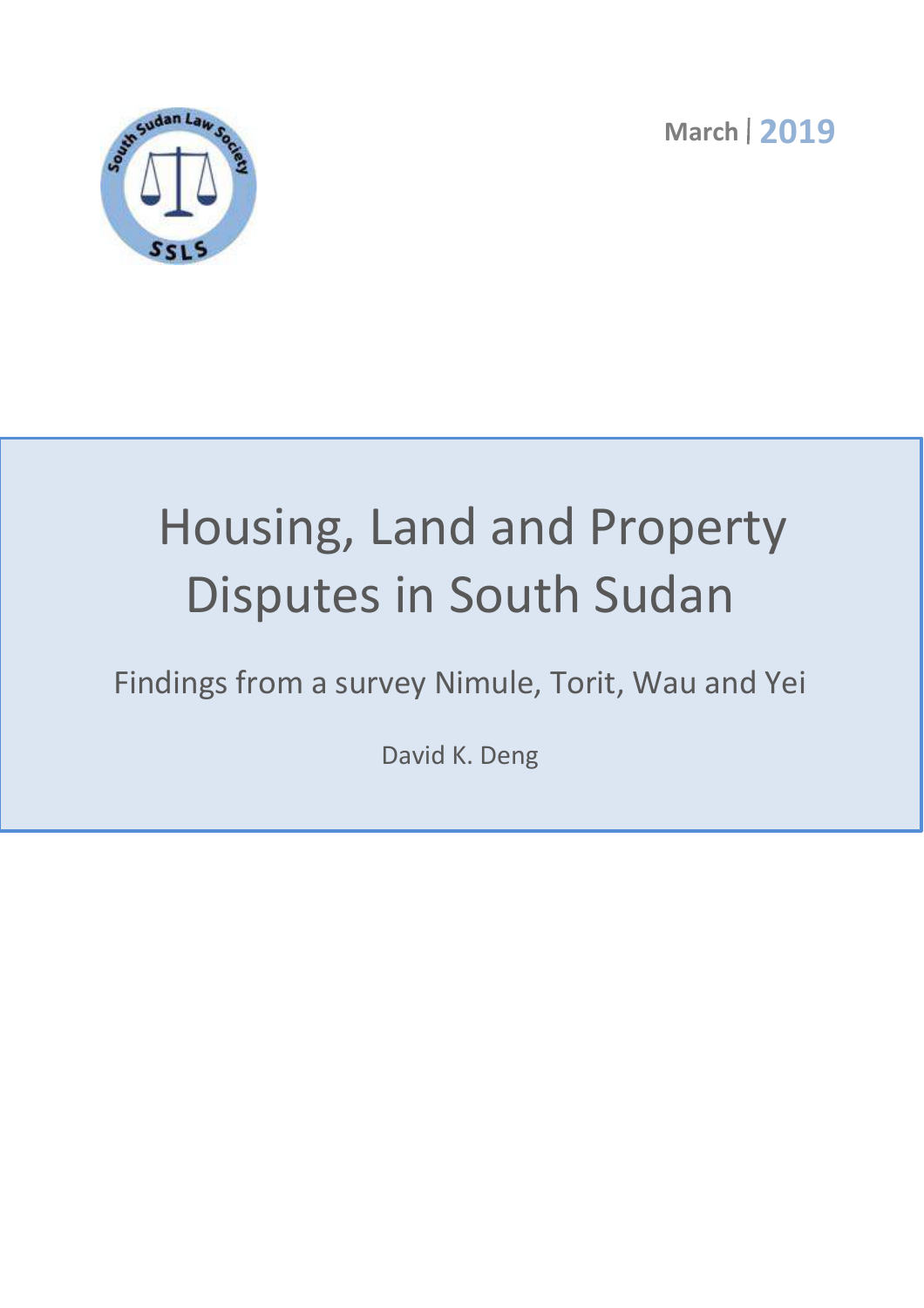March | 2019

# Housing, Land and Property Disputes in South Sudan

## Findings from a survey Nimule, Torit, Wau and Yei

David K. Deng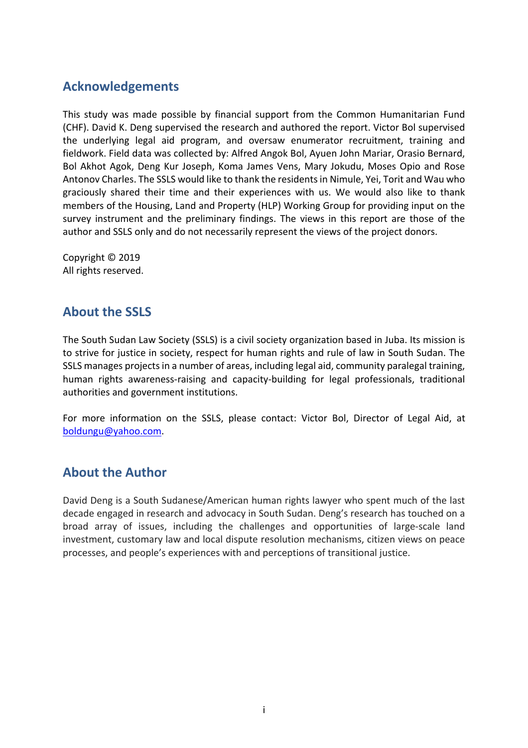## Acknowledgements

This study was made possible by financial support from the Common Humanitarian Fund (CHF). David K. Deng supervised the research and authored the report. Victor Bol supervised the underlying legal aid program, and oversaw enumerator recruitment, training and fieldwork. Field data was collected by: Alfred Angok Bol, Ayuen John Mariar, Orasio Bernard, Bol Akhot Agok, Deng Kur Joseph, Koma James Vens, Mary Jokudu, Moses Opio and Rose Antonov Charles. The SSLS would like to thank the residents in Nimule, Yei, Torit and Wau who graciously shared their time and their experiences with us. We would also like to thank members of the Housing, Land and Property (HLP) Working Group for providing input on the survey instrument and the preliminary findings. The views in this report are those of the author and SSLS only and do not necessarily represent the views of the project donors.

Copyright © 2019
All rights reserved.

## About the SSLS

The South Sudan Law Society (SSLS) is a civil society organization based in Juba. Its mission is to strive for justice in society, respect for human rights and rule of law in South Sudan. The SSLS manages projects in a number of areas, including legal aid, community paralegal training, human rights awareness-raising and capacity-building for legal professionals, traditional authorities and government institutions.

For more information on the SSLS, please contact: Victor Bol, Director of Legal Aid, at boldungu@yahoo.com.

## About the Author

David Deng is a South Sudanese/American human rights lawyer who spent much of the last decade engaged in research and advocacy in South Sudan. Deng's research has touched on a broad array of issues, including the challenges and opportunities of large-scale land investment, customary law and local dispute resolution mechanisms, citizen views on peace processes, and people's experiences with and perceptions of transitional justice.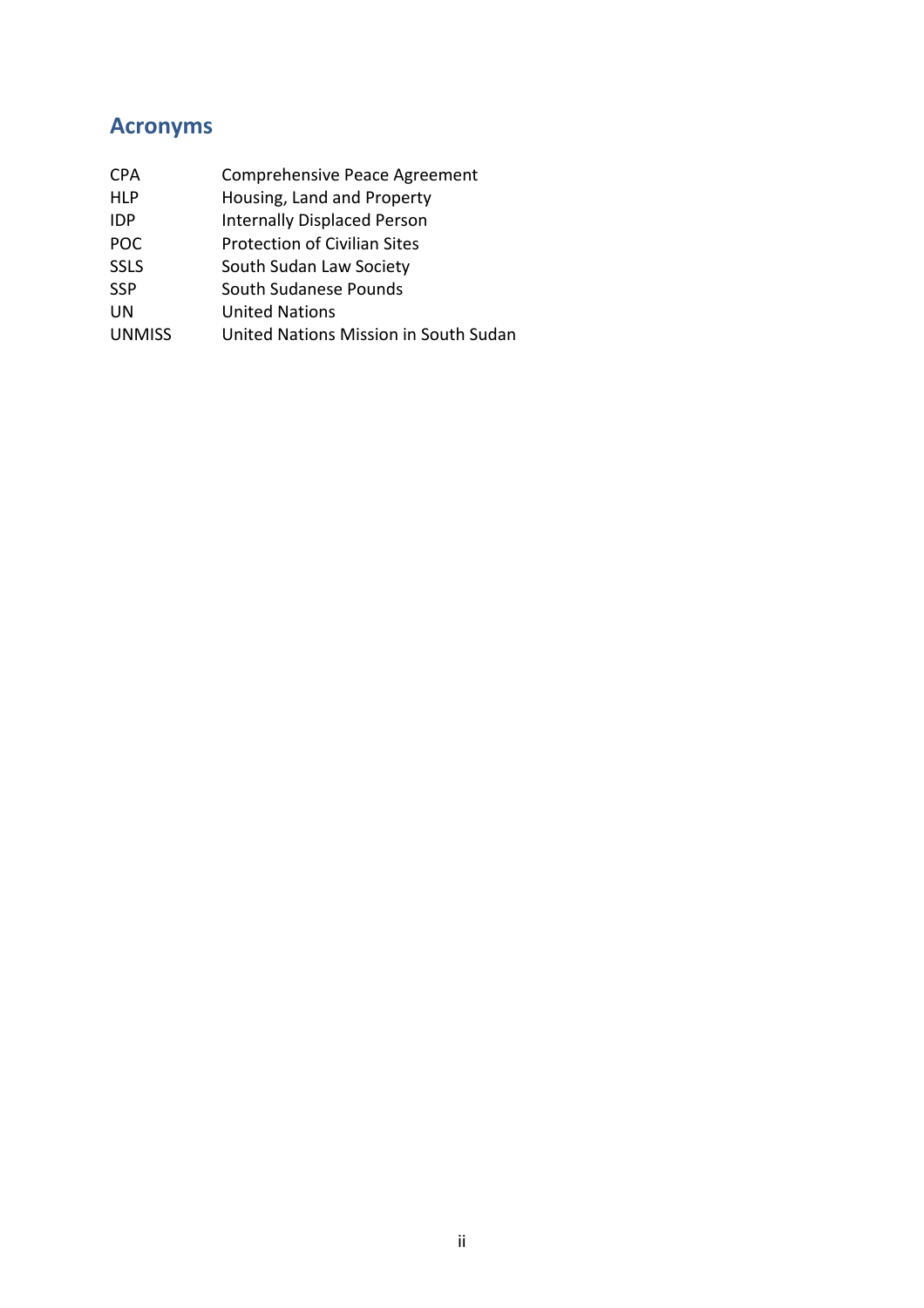## Acronyms

| | |
|---|---|
| CPA | Comprehensive Peace Agreement |
| HLP | Housing, Land and Property |
| IDP | Internally Displaced Person |
| POC | Protection of Civilian Sites |
| SSLS | South Sudan Law Society |
| SSP | South Sudanese Pounds |
| UN | United Nations |
| UNMISS | United Nations Mission in South Sudan |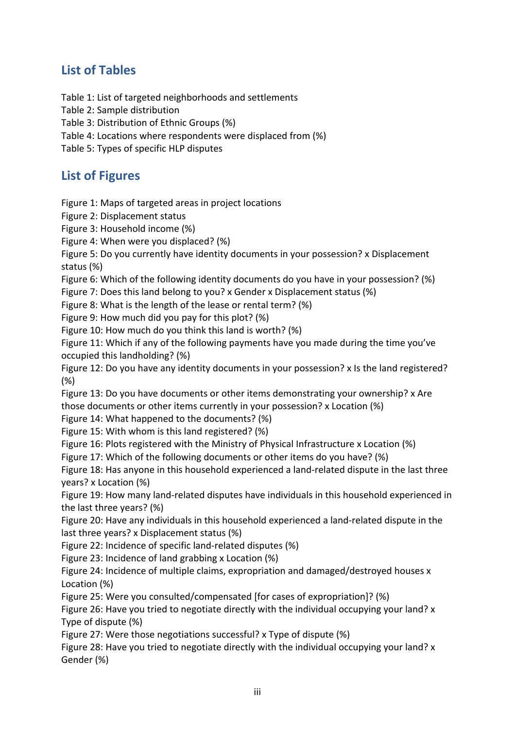## List of Tables

Table 1: List of targeted neighborhoods and settlements
Table 2: Sample distribution
Table 3: Distribution of Ethnic Groups (%)
Table 4: Locations where respondents were displaced from (%)
Table 5: Types of specific HLP disputes

## List of Figures

Figure 1: Maps of targeted areas in project locations
Figure 2: Displacement status
Figure 3: Household income (%)
Figure 4: When were you displaced? (%)
Figure 5: Do you currently have identity documents in your possession? x Displacement status (%)
Figure 6: Which of the following identity documents do you have in your possession? (%)
Figure 7: Does this land belong to you? x Gender x Displacement status (%)
Figure 8: What is the length of the lease or rental term? (%)
Figure 9: How much did you pay for this plot? (%)
Figure 10: How much do you think this land is worth? (%)
Figure 11: Which if any of the following payments have you made during the time you've occupied this landholding? (%)
Figure 12: Do you have any identity documents in your possession? x Is the land registered? (%)
Figure 13: Do you have documents or other items demonstrating your ownership? x Are those documents or other items currently in your possession? x Location (%)
Figure 14: What happened to the documents? (%)
Figure 15: With whom is this land registered? (%)
Figure 16: Plots registered with the Ministry of Physical Infrastructure x Location (%)
Figure 17: Which of the following documents or other items do you have? (%)
Figure 18: Has anyone in this household experienced a land-related dispute in the last three years? x Location (%)
Figure 19: How many land-related disputes have individuals in this household experienced in the last three years? (%)
Figure 20: Have any individuals in this household experienced a land-related dispute in the last three years? x Displacement status (%)
Figure 22: Incidence of specific land-related disputes (%)
Figure 23: Incidence of land grabbing x Location (%)
Figure 24: Incidence of multiple claims, expropriation and damaged/destroyed houses x Location (%)
Figure 25: Were you consulted/compensated [for cases of expropriation]? (%)
Figure 26: Have you tried to negotiate directly with the individual occupying your land? x Type of dispute (%)
Figure 27: Were those negotiations successful? x Type of dispute (%)
Figure 28: Have you tried to negotiate directly with the individual occupying your land? x Gender (%)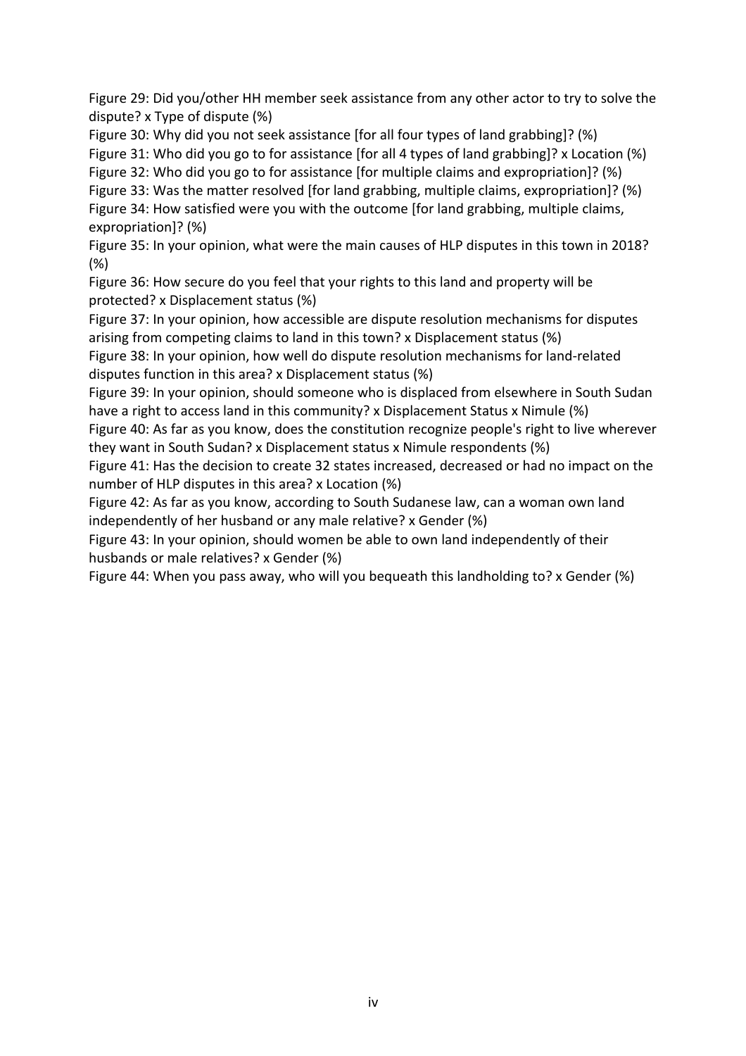Figure 29: Did you/other HH member seek assistance from any other actor to try to solve the dispute? x Type of dispute (%)

Figure 30: Why did you not seek assistance [for all four types of land grabbing]? (%)

Figure 31: Who did you go to for assistance [for all 4 types of land grabbing]? x Location (%)

Figure 32: Who did you go to for assistance [for multiple claims and expropriation]? (%)

Figure 33: Was the matter resolved [for land grabbing, multiple claims, expropriation]? (%)

Figure 34: How satisfied were you with the outcome [for land grabbing, multiple claims, expropriation]? (%)

Figure 35: In your opinion, what were the main causes of HLP disputes in this town in 2018? (%)

Figure 36: How secure do you feel that your rights to this land and property will be protected? x Displacement status (%)

Figure 37: In your opinion, how accessible are dispute resolution mechanisms for disputes arising from competing claims to land in this town? x Displacement status (%)

Figure 38: In your opinion, how well do dispute resolution mechanisms for land-related disputes function in this area? x Displacement status (%)

Figure 39: In your opinion, should someone who is displaced from elsewhere in South Sudan have a right to access land in this community? x Displacement Status x Nimule (%)

Figure 40: As far as you know, does the constitution recognize people's right to live wherever they want in South Sudan? x Displacement status x Nimule respondents (%)

Figure 41: Has the decision to create 32 states increased, decreased or had no impact on the number of HLP disputes in this area? x Location (%)

Figure 42: As far as you know, according to South Sudanese law, can a woman own land independently of her husband or any male relative? x Gender (%)

Figure 43: In your opinion, should women be able to own land independently of their husbands or male relatives? x Gender (%)

Figure 44: When you pass away, who will you bequeath this landholding to? x Gender (%)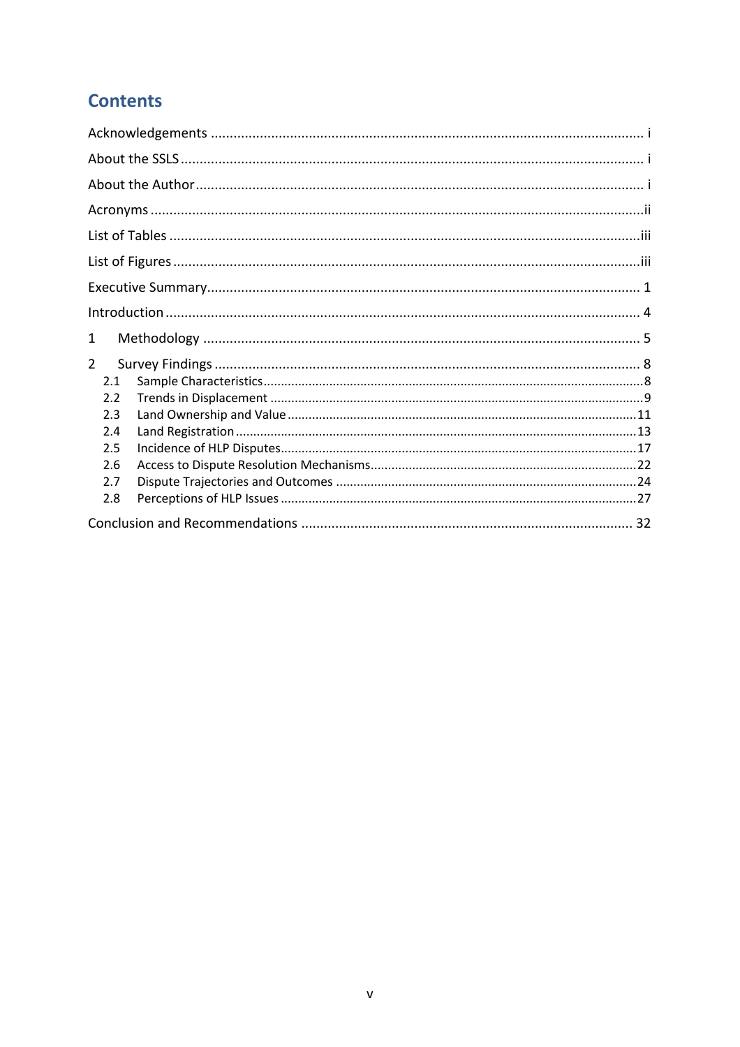## Contents

Acknowledgements .................................................................................................................. i

About the SSLS ......................................................................................................................... i

About the Author ..................................................................................................................... i

Acronyms .................................................................................................................................ii

List of Tables ...........................................................................................................................iii

List of Figures ..........................................................................................................................iii

Executive Summary.................................................................................................................. 1

Introduction ............................................................................................................................. 4

1 Methodology ........................................................................................................................ 5

2 Survey Findings ..................................................................................................................... 8

- 2.1 Sample Characteristics ......................................................................................................8
- 2.2 Trends in Displacement .....................................................................................................9
- 2.3 Land Ownership and Value ...............................................................................................11
- 2.4 Land Registration .............................................................................................................13
- 2.5 Incidence of HLP Disputes .................................................................................................17
- 2.6 Access to Dispute Resolution Mechanisms ........................................................................22
- 2.7 Dispute Trajectories and Outcomes ..................................................................................24
- 2.8 Perceptions of HLP Issues .................................................................................................27

Conclusion and Recommendations ....................................................................................... 32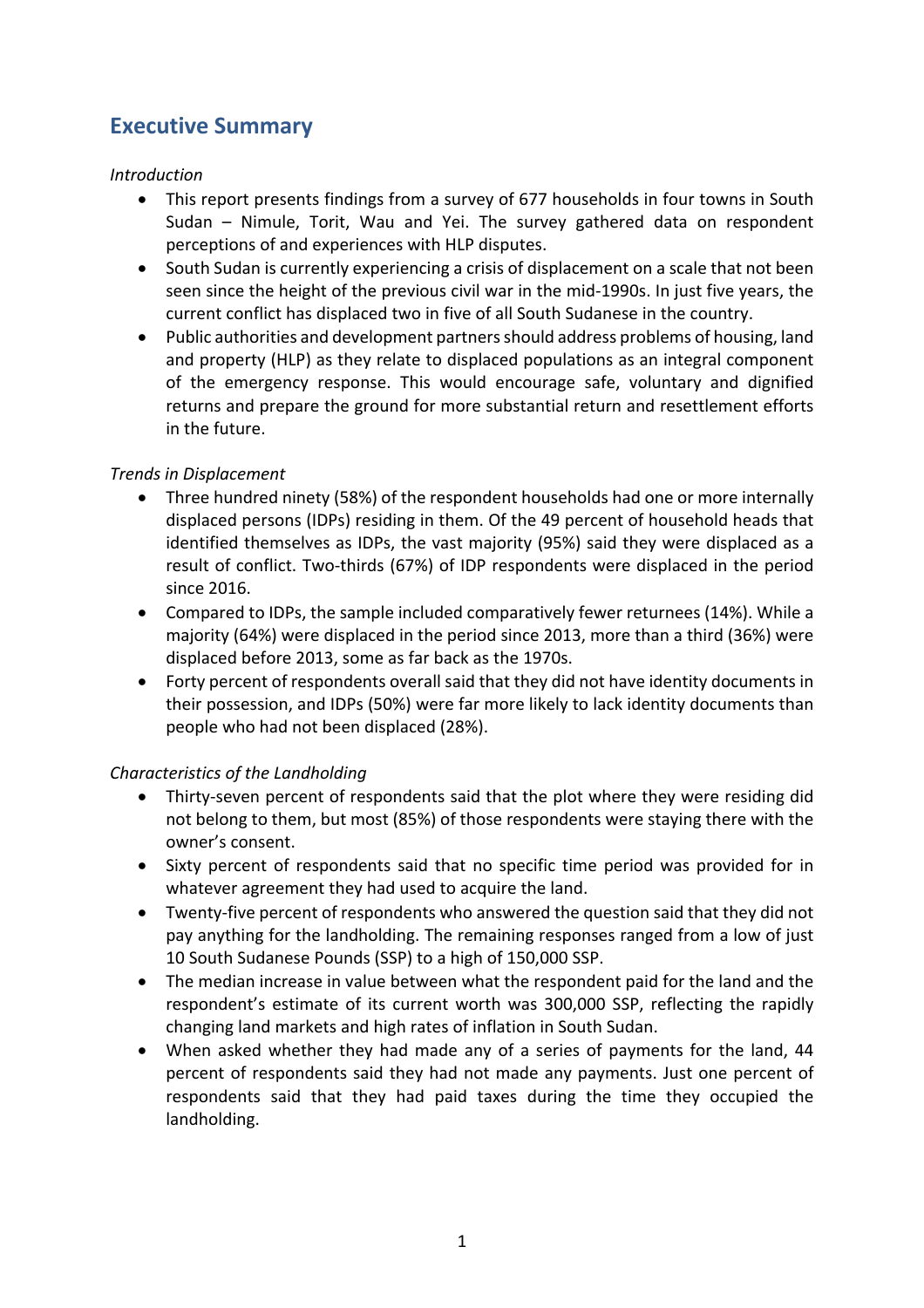## Executive Summary

*Introduction*

- This report presents findings from a survey of 677 households in four towns in South Sudan – Nimule, Torit, Wau and Yei. The survey gathered data on respondent perceptions of and experiences with HLP disputes.
- South Sudan is currently experiencing a crisis of displacement on a scale that not been seen since the height of the previous civil war in the mid-1990s. In just five years, the current conflict has displaced two in five of all South Sudanese in the country.
- Public authorities and development partners should address problems of housing, land and property (HLP) as they relate to displaced populations as an integral component of the emergency response. This would encourage safe, voluntary and dignified returns and prepare the ground for more substantial return and resettlement efforts in the future.

*Trends in Displacement*

- Three hundred ninety (58%) of the respondent households had one or more internally displaced persons (IDPs) residing in them. Of the 49 percent of household heads that identified themselves as IDPs, the vast majority (95%) said they were displaced as a result of conflict. Two-thirds (67%) of IDP respondents were displaced in the period since 2016.
- Compared to IDPs, the sample included comparatively fewer returnees (14%). While a majority (64%) were displaced in the period since 2013, more than a third (36%) were displaced before 2013, some as far back as the 1970s.
- Forty percent of respondents overall said that they did not have identity documents in their possession, and IDPs (50%) were far more likely to lack identity documents than people who had not been displaced (28%).

*Characteristics of the Landholding*

- Thirty-seven percent of respondents said that the plot where they were residing did not belong to them, but most (85%) of those respondents were staying there with the owner's consent.
- Sixty percent of respondents said that no specific time period was provided for in whatever agreement they had used to acquire the land.
- Twenty-five percent of respondents who answered the question said that they did not pay anything for the landholding. The remaining responses ranged from a low of just 10 South Sudanese Pounds (SSP) to a high of 150,000 SSP.
- The median increase in value between what the respondent paid for the land and the respondent's estimate of its current worth was 300,000 SSP, reflecting the rapidly changing land markets and high rates of inflation in South Sudan.
- When asked whether they had made any of a series of payments for the land, 44 percent of respondents said they had not made any payments. Just one percent of respondents said that they had paid taxes during the time they occupied the landholding.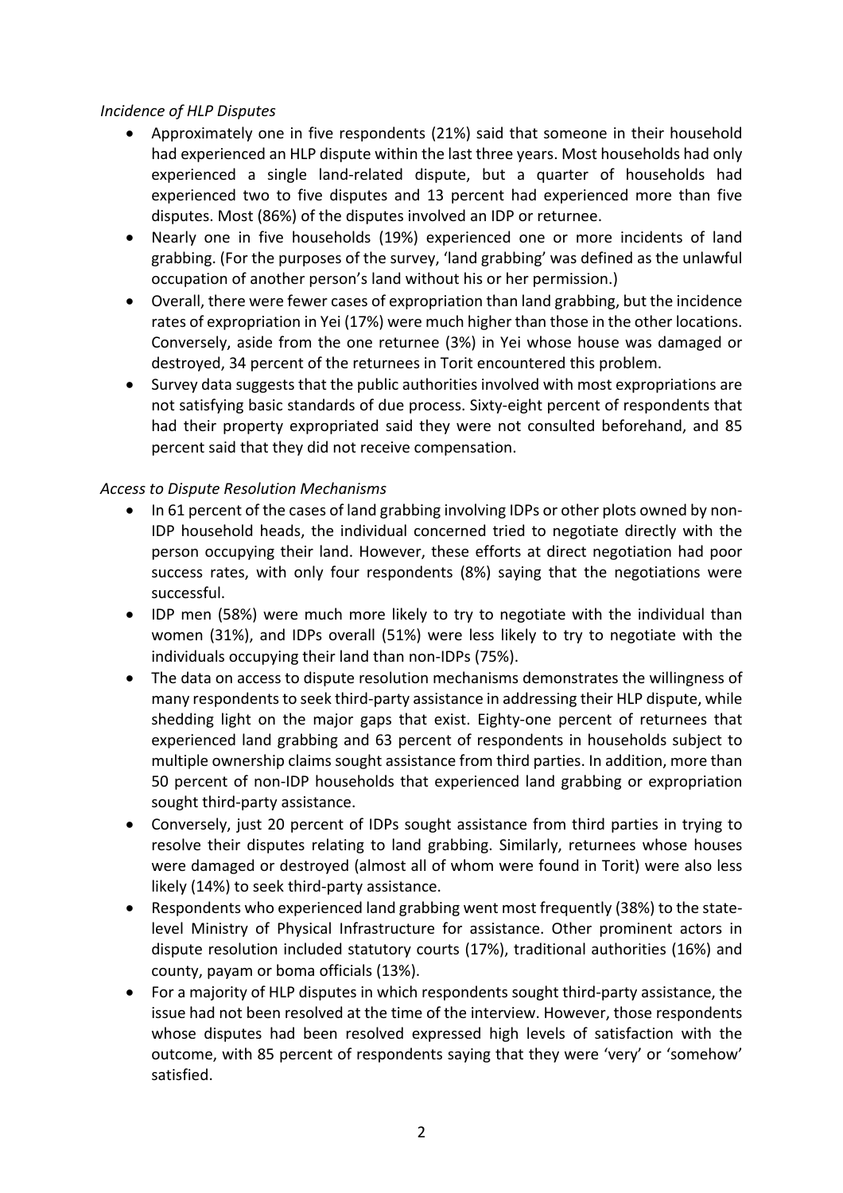*Incidence of HLP Disputes*

- Approximately one in five respondents (21%) said that someone in their household had experienced an HLP dispute within the last three years. Most households had only experienced a single land-related dispute, but a quarter of households had experienced two to five disputes and 13 percent had experienced more than five disputes. Most (86%) of the disputes involved an IDP or returnee.
- Nearly one in five households (19%) experienced one or more incidents of land grabbing. (For the purposes of the survey, 'land grabbing' was defined as the unlawful occupation of another person's land without his or her permission.)
- Overall, there were fewer cases of expropriation than land grabbing, but the incidence rates of expropriation in Yei (17%) were much higher than those in the other locations. Conversely, aside from the one returnee (3%) in Yei whose house was damaged or destroyed, 34 percent of the returnees in Torit encountered this problem.
- Survey data suggests that the public authorities involved with most expropriations are not satisfying basic standards of due process. Sixty-eight percent of respondents that had their property expropriated said they were not consulted beforehand, and 85 percent said that they did not receive compensation.

*Access to Dispute Resolution Mechanisms*

- In 61 percent of the cases of land grabbing involving IDPs or other plots owned by non-IDP household heads, the individual concerned tried to negotiate directly with the person occupying their land. However, these efforts at direct negotiation had poor success rates, with only four respondents (8%) saying that the negotiations were successful.
- IDP men (58%) were much more likely to try to negotiate with the individual than women (31%), and IDPs overall (51%) were less likely to try to negotiate with the individuals occupying their land than non-IDPs (75%).
- The data on access to dispute resolution mechanisms demonstrates the willingness of many respondents to seek third-party assistance in addressing their HLP dispute, while shedding light on the major gaps that exist. Eighty-one percent of returnees that experienced land grabbing and 63 percent of respondents in households subject to multiple ownership claims sought assistance from third parties. In addition, more than 50 percent of non-IDP households that experienced land grabbing or expropriation sought third-party assistance.
- Conversely, just 20 percent of IDPs sought assistance from third parties in trying to resolve their disputes relating to land grabbing. Similarly, returnees whose houses were damaged or destroyed (almost all of whom were found in Torit) were also less likely (14%) to seek third-party assistance.
- Respondents who experienced land grabbing went most frequently (38%) to the state-level Ministry of Physical Infrastructure for assistance. Other prominent actors in dispute resolution included statutory courts (17%), traditional authorities (16%) and county, payam or boma officials (13%).
- For a majority of HLP disputes in which respondents sought third-party assistance, the issue had not been resolved at the time of the interview. However, those respondents whose disputes had been resolved expressed high levels of satisfaction with the outcome, with 85 percent of respondents saying that they were 'very' or 'somehow' satisfied.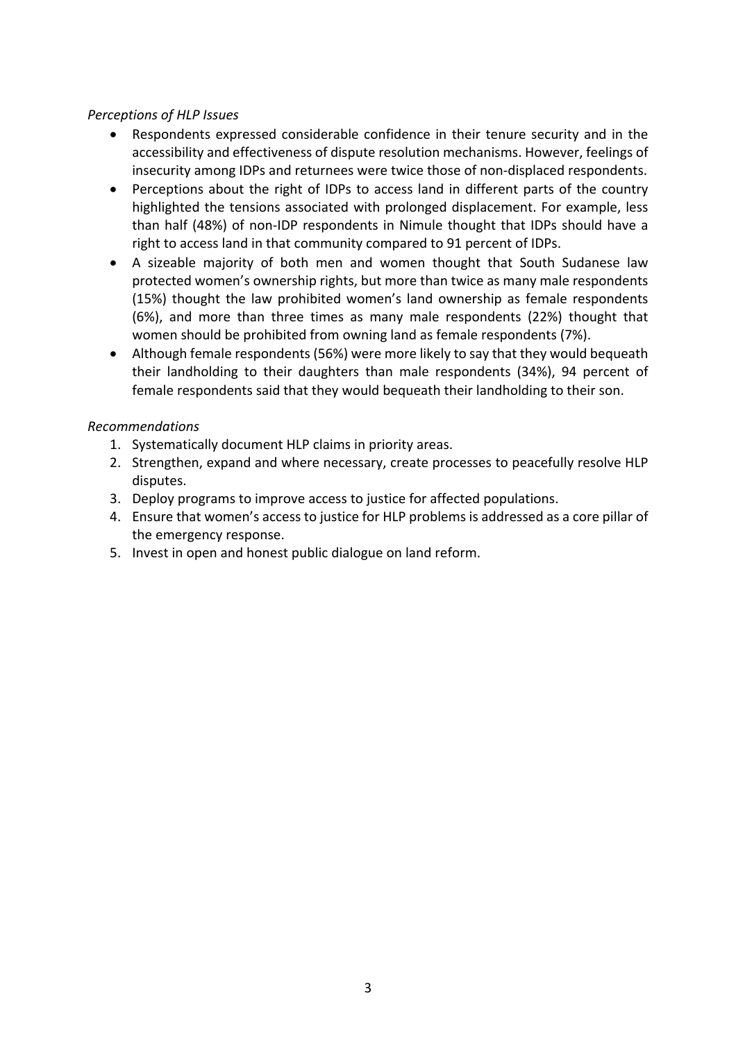*Perceptions of HLP Issues*

- Respondents expressed considerable confidence in their tenure security and in the accessibility and effectiveness of dispute resolution mechanisms. However, feelings of insecurity among IDPs and returnees were twice those of non-displaced respondents.
- Perceptions about the right of IDPs to access land in different parts of the country highlighted the tensions associated with prolonged displacement. For example, less than half (48%) of non-IDP respondents in Nimule thought that IDPs should have a right to access land in that community compared to 91 percent of IDPs.
- A sizeable majority of both men and women thought that South Sudanese law protected women's ownership rights, but more than twice as many male respondents (15%) thought the law prohibited women's land ownership as female respondents (6%), and more than three times as many male respondents (22%) thought that women should be prohibited from owning land as female respondents (7%).
- Although female respondents (56%) were more likely to say that they would bequeath their landholding to their daughters than male respondents (34%), 94 percent of female respondents said that they would bequeath their landholding to their son.

*Recommendations*

1. Systematically document HLP claims in priority areas.
2. Strengthen, expand and where necessary, create processes to peacefully resolve HLP disputes.
3. Deploy programs to improve access to justice for affected populations.
4. Ensure that women's access to justice for HLP problems is addressed as a core pillar of the emergency response.
5. Invest in open and honest public dialogue on land reform.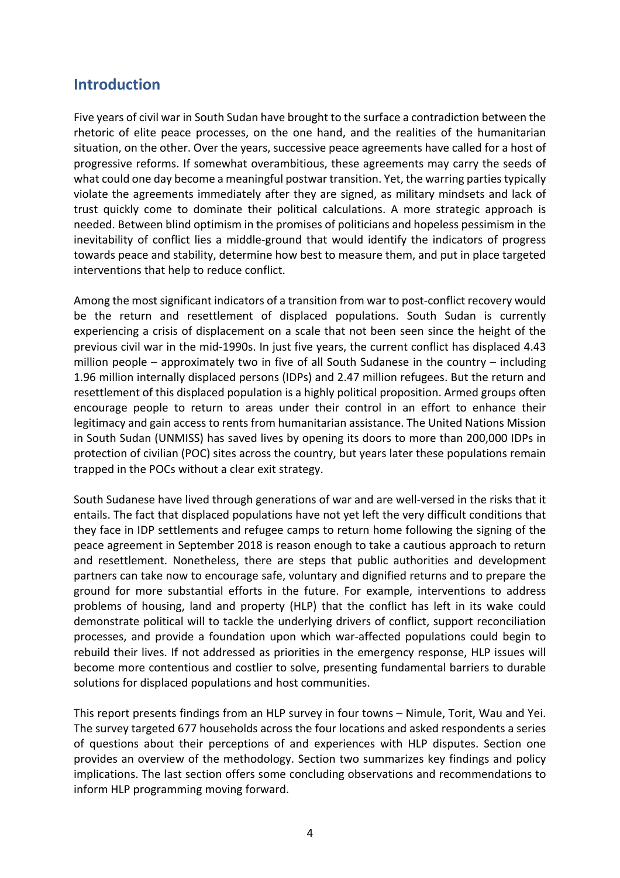## Introduction

Five years of civil war in South Sudan have brought to the surface a contradiction between the rhetoric of elite peace processes, on the one hand, and the realities of the humanitarian situation, on the other. Over the years, successive peace agreements have called for a host of progressive reforms. If somewhat overambitious, these agreements may carry the seeds of what could one day become a meaningful postwar transition. Yet, the warring parties typically violate the agreements immediately after they are signed, as military mindsets and lack of trust quickly come to dominate their political calculations. A more strategic approach is needed. Between blind optimism in the promises of politicians and hopeless pessimism in the inevitability of conflict lies a middle-ground that would identify the indicators of progress towards peace and stability, determine how best to measure them, and put in place targeted interventions that help to reduce conflict.

Among the most significant indicators of a transition from war to post-conflict recovery would be the return and resettlement of displaced populations. South Sudan is currently experiencing a crisis of displacement on a scale that not been seen since the height of the previous civil war in the mid-1990s. In just five years, the current conflict has displaced 4.43 million people – approximately two in five of all South Sudanese in the country – including 1.96 million internally displaced persons (IDPs) and 2.47 million refugees. But the return and resettlement of this displaced population is a highly political proposition. Armed groups often encourage people to return to areas under their control in an effort to enhance their legitimacy and gain access to rents from humanitarian assistance. The United Nations Mission in South Sudan (UNMISS) has saved lives by opening its doors to more than 200,000 IDPs in protection of civilian (POC) sites across the country, but years later these populations remain trapped in the POCs without a clear exit strategy.

South Sudanese have lived through generations of war and are well-versed in the risks that it entails. The fact that displaced populations have not yet left the very difficult conditions that they face in IDP settlements and refugee camps to return home following the signing of the peace agreement in September 2018 is reason enough to take a cautious approach to return and resettlement. Nonetheless, there are steps that public authorities and development partners can take now to encourage safe, voluntary and dignified returns and to prepare the ground for more substantial efforts in the future. For example, interventions to address problems of housing, land and property (HLP) that the conflict has left in its wake could demonstrate political will to tackle the underlying drivers of conflict, support reconciliation processes, and provide a foundation upon which war-affected populations could begin to rebuild their lives. If not addressed as priorities in the emergency response, HLP issues will become more contentious and costlier to solve, presenting fundamental barriers to durable solutions for displaced populations and host communities.

This report presents findings from an HLP survey in four towns – Nimule, Torit, Wau and Yei. The survey targeted 677 households across the four locations and asked respondents a series of questions about their perceptions of and experiences with HLP disputes. Section one provides an overview of the methodology. Section two summarizes key findings and policy implications. The last section offers some concluding observations and recommendations to inform HLP programming moving forward.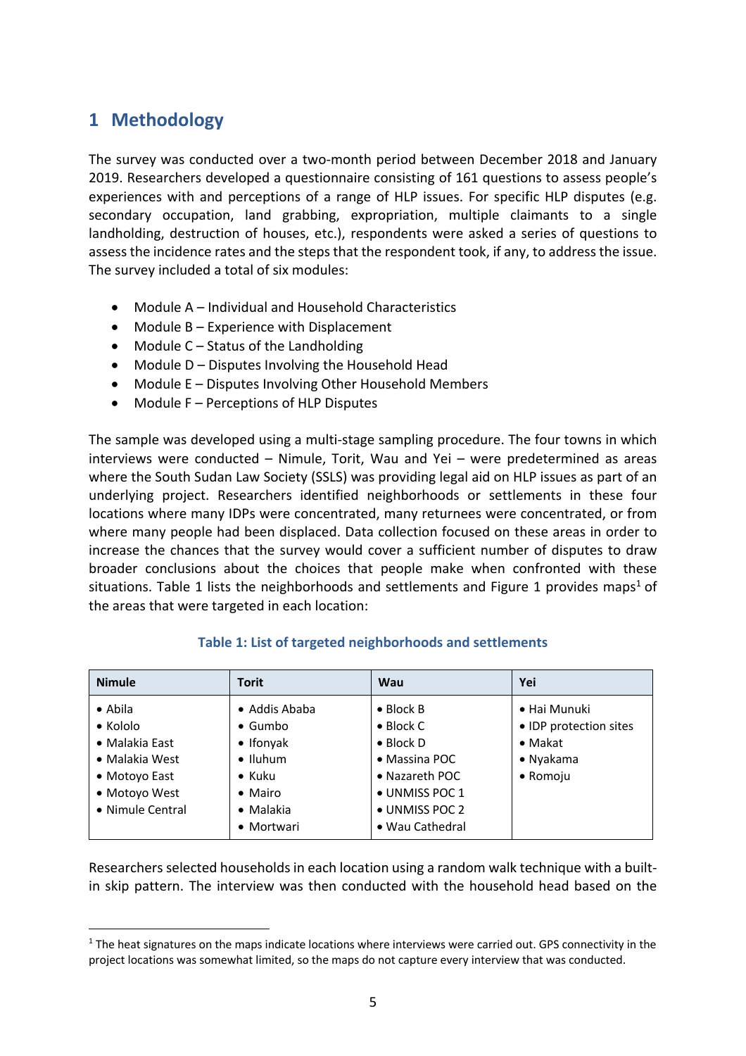# 1 Methodology

The survey was conducted over a two-month period between December 2018 and January 2019. Researchers developed a questionnaire consisting of 161 questions to assess people's experiences with and perceptions of a range of HLP issues. For specific HLP disputes (e.g. secondary occupation, land grabbing, expropriation, multiple claimants to a single landholding, destruction of houses, etc.), respondents were asked a series of questions to assess the incidence rates and the steps that the respondent took, if any, to address the issue. The survey included a total of six modules:

- Module A – Individual and Household Characteristics
- Module B – Experience with Displacement
- Module C – Status of the Landholding
- Module D – Disputes Involving the Household Head
- Module E – Disputes Involving Other Household Members
- Module F – Perceptions of HLP Disputes

The sample was developed using a multi-stage sampling procedure. The four towns in which interviews were conducted – Nimule, Torit, Wau and Yei – were predetermined as areas where the South Sudan Law Society (SSLS) was providing legal aid on HLP issues as part of an underlying project. Researchers identified neighborhoods or settlements in these four locations where many IDPs were concentrated, many returnees were concentrated, or from where many people had been displaced. Data collection focused on these areas in order to increase the chances that the survey would cover a sufficient number of disputes to draw broader conclusions about the choices that people make when confronted with these situations. Table 1 lists the neighborhoods and settlements and Figure 1 provides maps[1] of the areas that were targeted in each location:

**Table 1: List of targeted neighborhoods and settlements**

| Nimule | Torit | Wau | Yei |
|---|---|---|---|
| • Abila<br>• Kololo<br>• Malakia East<br>• Malakia West<br>• Motoyo East<br>• Motoyo West<br>• Nimule Central | • Addis Ababa<br>• Gumbo<br>• Ifonyak<br>• Iluhum<br>• Kuku<br>• Mairo<br>• Malakia<br>• Mortwari | • Block B<br>• Block C<br>• Block D<br>• Massina POC<br>• Nazareth POC<br>• UNMISS POC 1<br>• UNMISS POC 2<br>• Wau Cathedral | • Hai Munuki<br>• IDP protection sites<br>• Makat<br>• Nyakama<br>• Romoju |

Researchers selected households in each location using a random walk technique with a built-in skip pattern. The interview was then conducted with the household head based on the

[1] The heat signatures on the maps indicate locations where interviews were carried out. GPS connectivity in the project locations was somewhat limited, so the maps do not capture every interview that was conducted.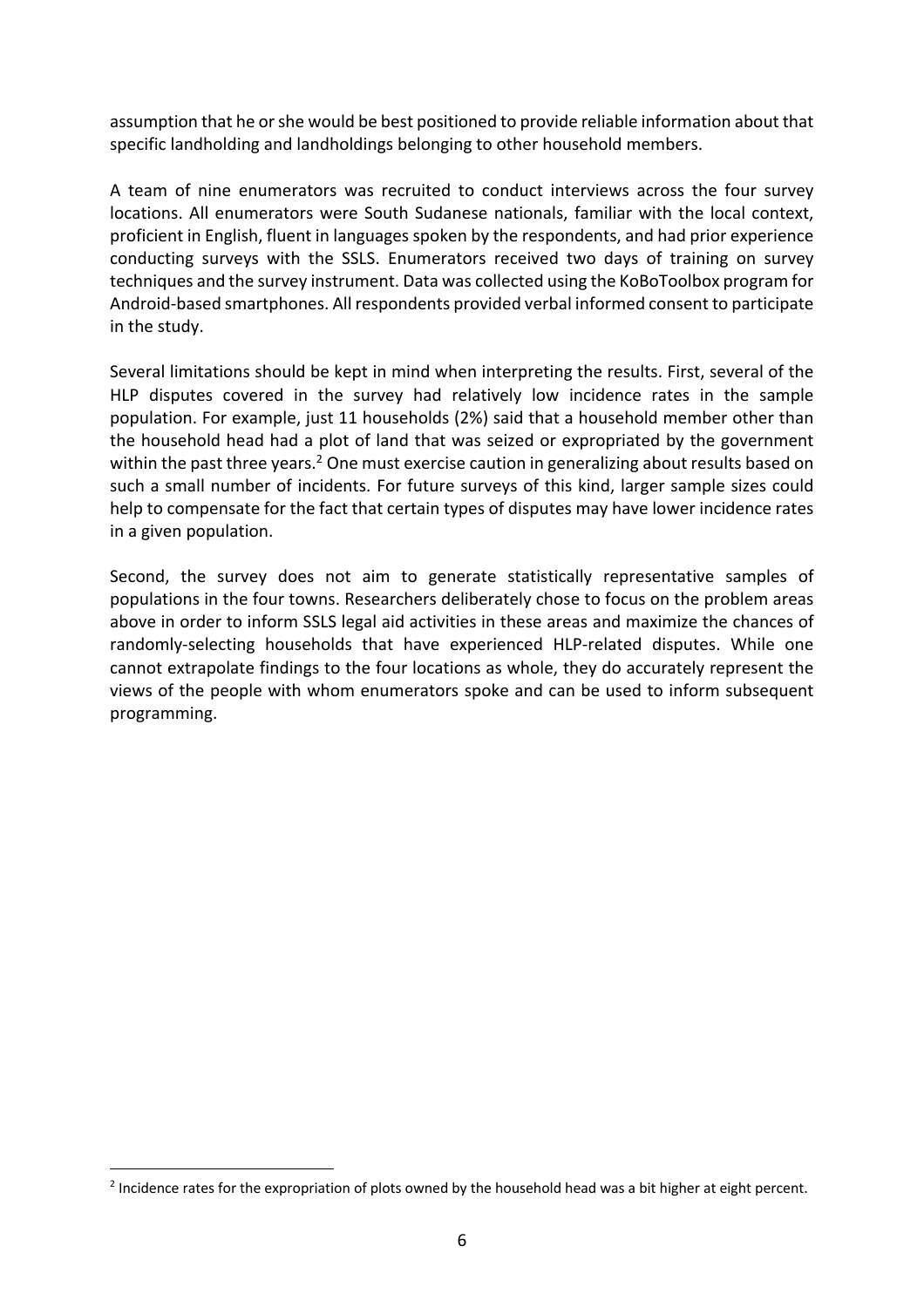assumption that he or she would be best positioned to provide reliable information about that specific landholding and landholdings belonging to other household members.

A team of nine enumerators was recruited to conduct interviews across the four survey locations. All enumerators were South Sudanese nationals, familiar with the local context, proficient in English, fluent in languages spoken by the respondents, and had prior experience conducting surveys with the SSLS. Enumerators received two days of training on survey techniques and the survey instrument. Data was collected using the KoBoToolbox program for Android-based smartphones. All respondents provided verbal informed consent to participate in the study.

Several limitations should be kept in mind when interpreting the results. First, several of the HLP disputes covered in the survey had relatively low incidence rates in the sample population. For example, just 11 households (2%) said that a household member other than the household head had a plot of land that was seized or expropriated by the government within the past three years.[2] One must exercise caution in generalizing about results based on such a small number of incidents. For future surveys of this kind, larger sample sizes could help to compensate for the fact that certain types of disputes may have lower incidence rates in a given population.

Second, the survey does not aim to generate statistically representative samples of populations in the four towns. Researchers deliberately chose to focus on the problem areas above in order to inform SSLS legal aid activities in these areas and maximize the chances of randomly-selecting households that have experienced HLP-related disputes. While one cannot extrapolate findings to the four locations as whole, they do accurately represent the views of the people with whom enumerators spoke and can be used to inform subsequent programming.

[2] Incidence rates for the expropriation of plots owned by the household head was a bit higher at eight percent.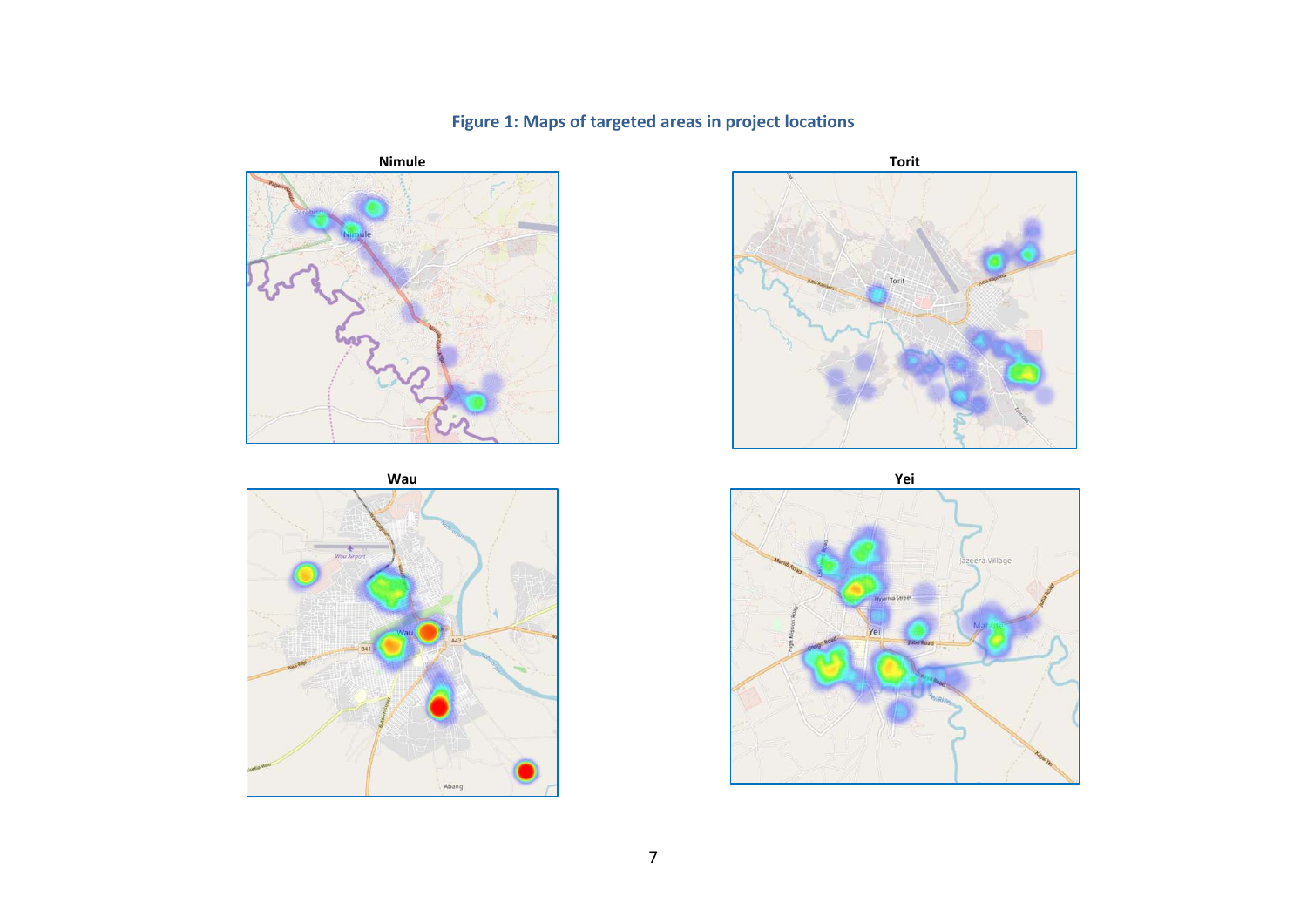**Figure 1: Maps of targeted areas in project locations**

**Nimule**

**Torit**

**Wau**

**Yei**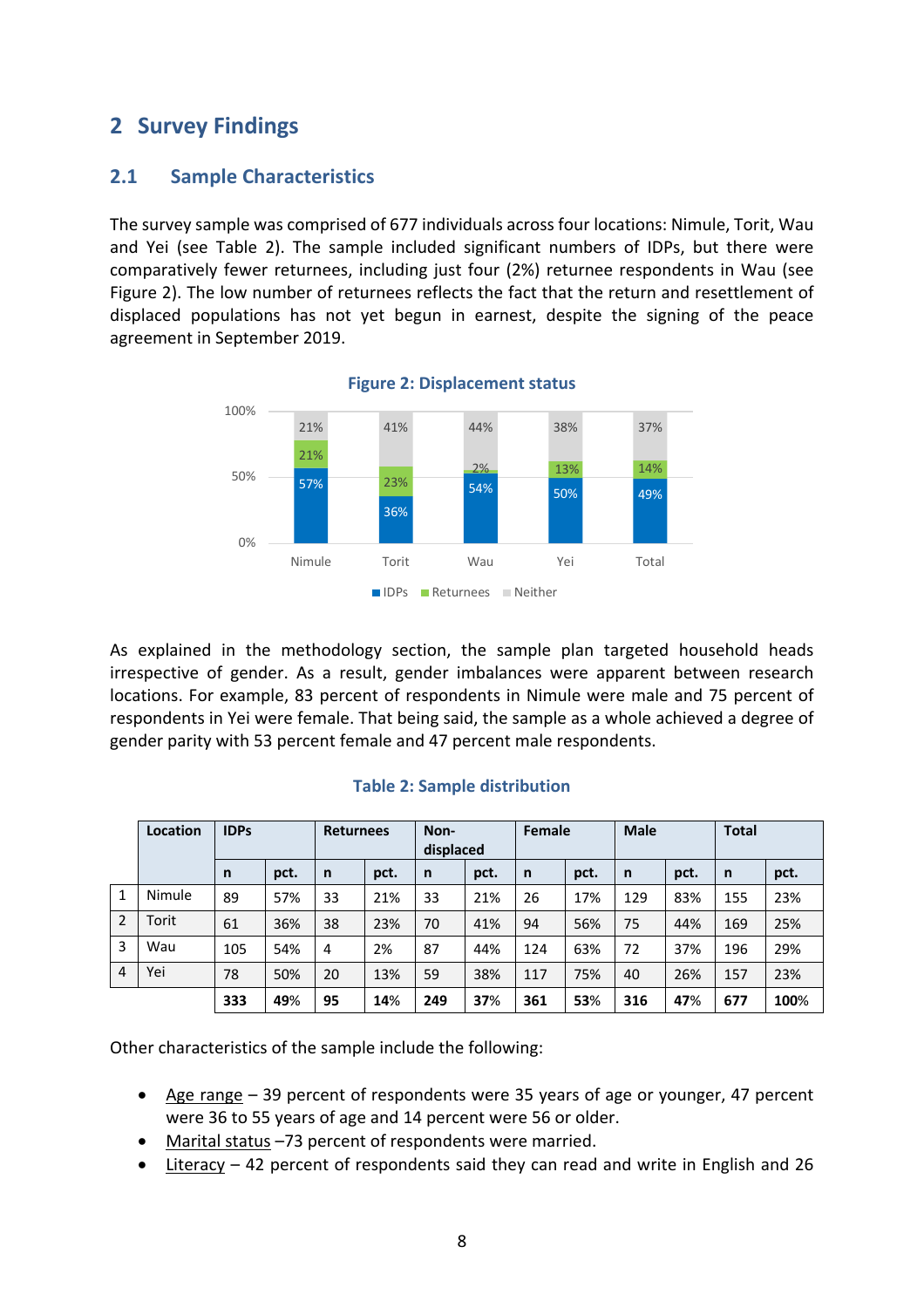# 2 Survey Findings

## 2.1 Sample Characteristics

The survey sample was comprised of 677 individuals across four locations: Nimule, Torit, Wau and Yei (see Table 2). The sample included significant numbers of IDPs, but there were comparatively fewer returnees, including just four (2%) returnee respondents in Wau (see Figure 2). The low number of returnees reflects the fact that the return and resettlement of displaced populations has not yet begun in earnest, despite the signing of the peace agreement in September 2019.

**Figure 2: Displacement status**

| | IDPs | Returnees | Neither |
|---|---|---|---|
| Nimule | 57% | 21% | 21% |
| Torit | 36% | 23% | 41% |
| Wau | 54% | 2% | 44% |
| Yei | 50% | 13% | 38% |
| Total | 49% | 14% | 37% |

As explained in the methodology section, the sample plan targeted household heads irrespective of gender. As a result, gender imbalances were apparent between research locations. For example, 83 percent of respondents in Nimule were male and 75 percent of respondents in Yei were female. That being said, the sample as a whole achieved a degree of gender parity with 53 percent female and 47 percent male respondents.

**Table 2: Sample distribution**

| | Location | IDPs | | Returnees | | Non-displaced | | Female | | Male | | Total | |
|---|---|---|---|---|---|---|---|---|---|---|---|---|---|
| | | n | pct. | n | pct. | n | pct. | n | pct. | n | pct. | n | pct. |
| 1 | Nimule | 89 | 57% | 33 | 21% | 33 | 21% | 26 | 17% | 129 | 83% | 155 | 23% |
| 2 | Torit | 61 | 36% | 38 | 23% | 70 | 41% | 94 | 56% | 75 | 44% | 169 | 25% |
| 3 | Wau | 105 | 54% | 4 | 2% | 87 | 44% | 124 | 63% | 72 | 37% | 196 | 29% |
| 4 | Yei | 78 | 50% | 20 | 13% | 59 | 38% | 117 | 75% | 40 | 26% | 157 | 23% |
| | | **333** | **49%** | **95** | **14%** | **249** | **37%** | **361** | **53%** | **316** | **47%** | **677** | **100%** |

Other characteristics of the sample include the following:

- Age range – 39 percent of respondents were 35 years of age or younger, 47 percent were 36 to 55 years of age and 14 percent were 56 or older.
- Marital status –73 percent of respondents were married.
- Literacy – 42 percent of respondents said they can read and write in English and 26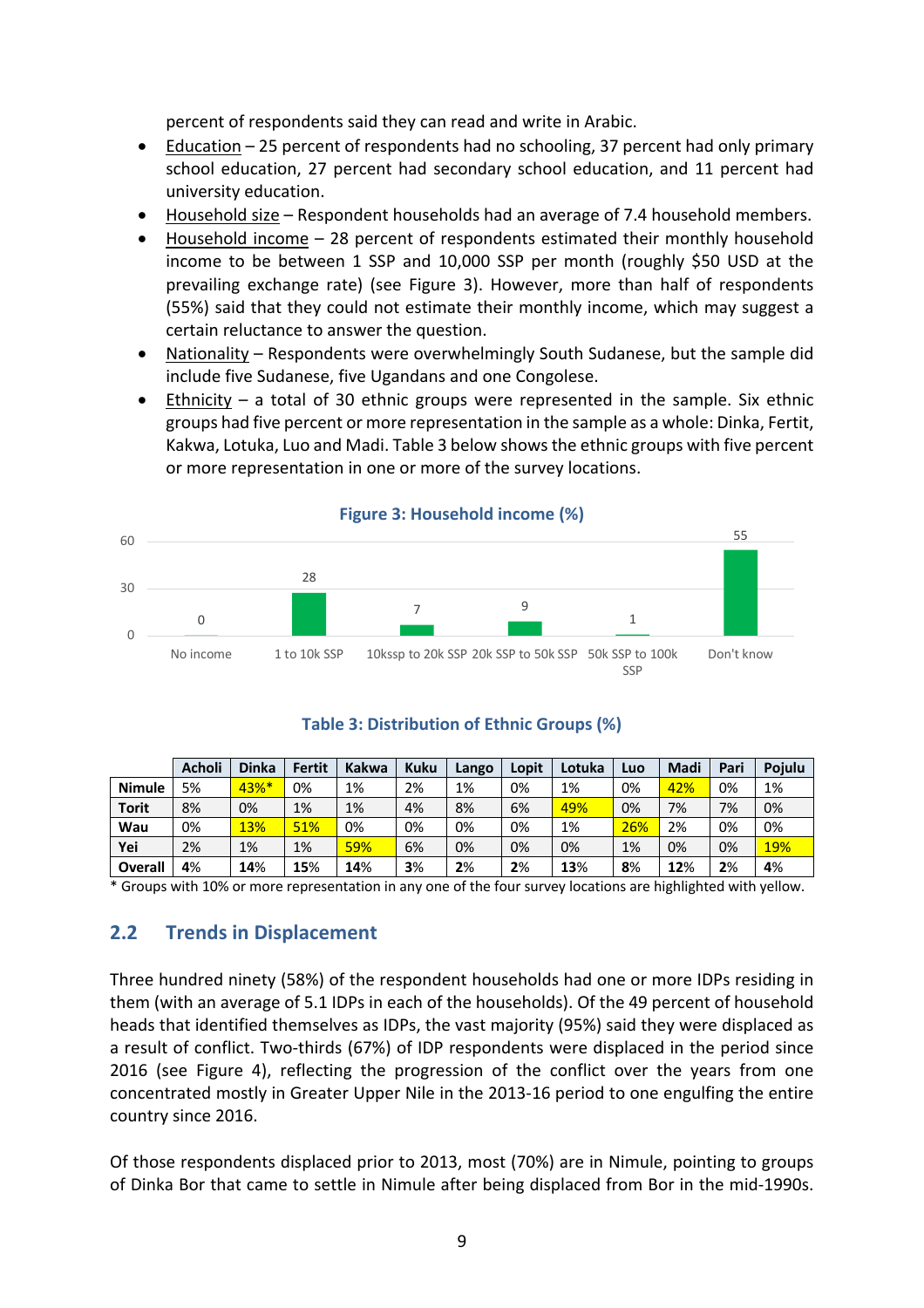percent of respondents said they can read and write in Arabic.

- Education – 25 percent of respondents had no schooling, 37 percent had only primary school education, 27 percent had secondary school education, and 11 percent had university education.
- Household size – Respondent households had an average of 7.4 household members.
- Household income – 28 percent of respondents estimated their monthly household income to be between 1 SSP and 10,000 SSP per month (roughly $50 USD at the prevailing exchange rate) (see Figure 3). However, more than half of respondents (55%) said that they could not estimate their monthly income, which may suggest a certain reluctance to answer the question.
- Nationality – Respondents were overwhelmingly South Sudanese, but the sample did include five Sudanese, five Ugandans and one Congolese.
- Ethnicity – a total of 30 ethnic groups were represented in the sample. Six ethnic groups had five percent or more representation in the sample as a whole: Dinka, Fertit, Kakwa, Lotuka, Luo and Madi. Table 3 below shows the ethnic groups with five percent or more representation in one or more of the survey locations.

**Figure 3: Household income (%)**

| Category | % |
|---|---|
| No income | 0 |
| 1 to 10k SSP | 28 |
| 10kssp to 20k SSP | 7 |
| 20k SSP to 50k SSP | 9 |
| 50k SSP to 100k SSP | 1 |
| Don't know | 55 |

**Table 3: Distribution of Ethnic Groups (%)**

| | Acholi | Dinka | Fertit | Kakwa | Kuku | Lango | Lopit | Lotuka | Luo | Madi | Pari | Pojulu |
|---|---|---|---|---|---|---|---|---|---|---|---|---|
| **Nimule** | 5% | 43%* | 0% | 1% | 2% | 1% | 0% | 1% | 0% | 42% | 0% | 1% |
| **Torit** | 8% | 0% | 1% | 1% | 4% | 8% | 6% | 49% | 0% | 7% | 7% | 0% |
| **Wau** | 0% | 13% | 51% | 0% | 0% | 0% | 0% | 1% | 26% | 2% | 0% | 0% |
| **Yei** | 2% | 1% | 1% | 59% | 6% | 0% | 0% | 0% | 1% | 0% | 0% | 19% |
| **Overall** | **4%** | **14%** | **15%** | **14%** | **3%** | **2%** | **2%** | **13%** | **8%** | **12%** | **2%** | **4%** |

\* Groups with 10% or more representation in any one of the four survey locations are highlighted with yellow.

## 2.2 Trends in Displacement

Three hundred ninety (58%) of the respondent households had one or more IDPs residing in them (with an average of 5.1 IDPs in each of the households). Of the 49 percent of household heads that identified themselves as IDPs, the vast majority (95%) said they were displaced as a result of conflict. Two-thirds (67%) of IDP respondents were displaced in the period since 2016 (see Figure 4), reflecting the progression of the conflict over the years from one concentrated mostly in Greater Upper Nile in the 2013-16 period to one engulfing the entire country since 2016.

Of those respondents displaced prior to 2013, most (70%) are in Nimule, pointing to groups of Dinka Bor that came to settle in Nimule after being displaced from Bor in the mid-1990s.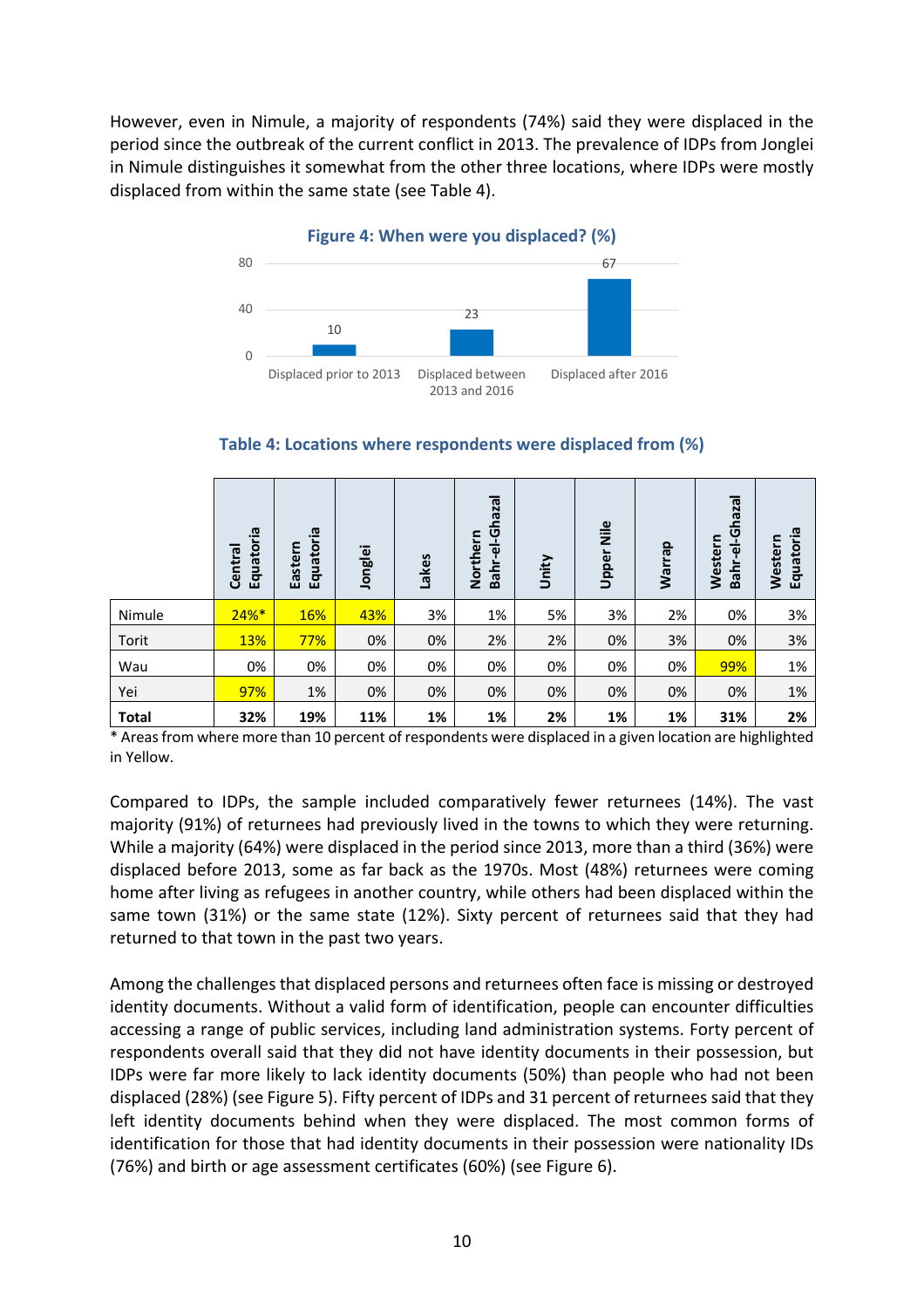However, even in Nimule, a majority of respondents (74%) said they were displaced in the period since the outbreak of the current conflict in 2013. The prevalence of IDPs from Jonglei in Nimule distinguishes it somewhat from the other three locations, where IDPs were mostly displaced from within the same state (see Table 4).

**Figure 4: When were you displaced? (%)**

| | Displaced prior to 2013 | Displaced between 2013 and 2016 | Displaced after 2016 |
|---|---|---|---|
| % | 10 | 23 | 67 |

**Table 4: Locations where respondents were displaced from (%)**

| | Central Equatoria | Eastern Equatoria | Jonglei | Lakes | Northern Bahr-el-Ghazal | Unity | Upper Nile | Warrap | Western Bahr-el-Ghazal | Western Equatoria |
|---|---|---|---|---|---|---|---|---|---|---|
| Nimule | 24%* | 16% | 43% | 3% | 1% | 5% | 3% | 2% | 0% | 3% |
| Torit | 13% | 77% | 0% | 0% | 2% | 2% | 0% | 3% | 0% | 3% |
| Wau | 0% | 0% | 0% | 0% | 0% | 0% | 0% | 0% | 99% | 1% |
| Yei | 97% | 1% | 0% | 0% | 0% | 0% | 0% | 0% | 0% | 1% |
| **Total** | **32%** | **19%** | **11%** | **1%** | **1%** | **2%** | **1%** | **1%** | **31%** | **2%** |

* Areas from where more than 10 percent of respondents were displaced in a given location are highlighted in Yellow.

Compared to IDPs, the sample included comparatively fewer returnees (14%). The vast majority (91%) of returnees had previously lived in the towns to which they were returning. While a majority (64%) were displaced in the period since 2013, more than a third (36%) were displaced before 2013, some as far back as the 1970s. Most (48%) returnees were coming home after living as refugees in another country, while others had been displaced within the same town (31%) or the same state (12%). Sixty percent of returnees said that they had returned to that town in the past two years.

Among the challenges that displaced persons and returnees often face is missing or destroyed identity documents. Without a valid form of identification, people can encounter difficulties accessing a range of public services, including land administration systems. Forty percent of respondents overall said that they did not have identity documents in their possession, but IDPs were far more likely to lack identity documents (50%) than people who had not been displaced (28%) (see Figure 5). Fifty percent of IDPs and 31 percent of returnees said that they left identity documents behind when they were displaced. The most common forms of identification for those that had identity documents in their possession were nationality IDs (76%) and birth or age assessment certificates (60%) (see Figure 6).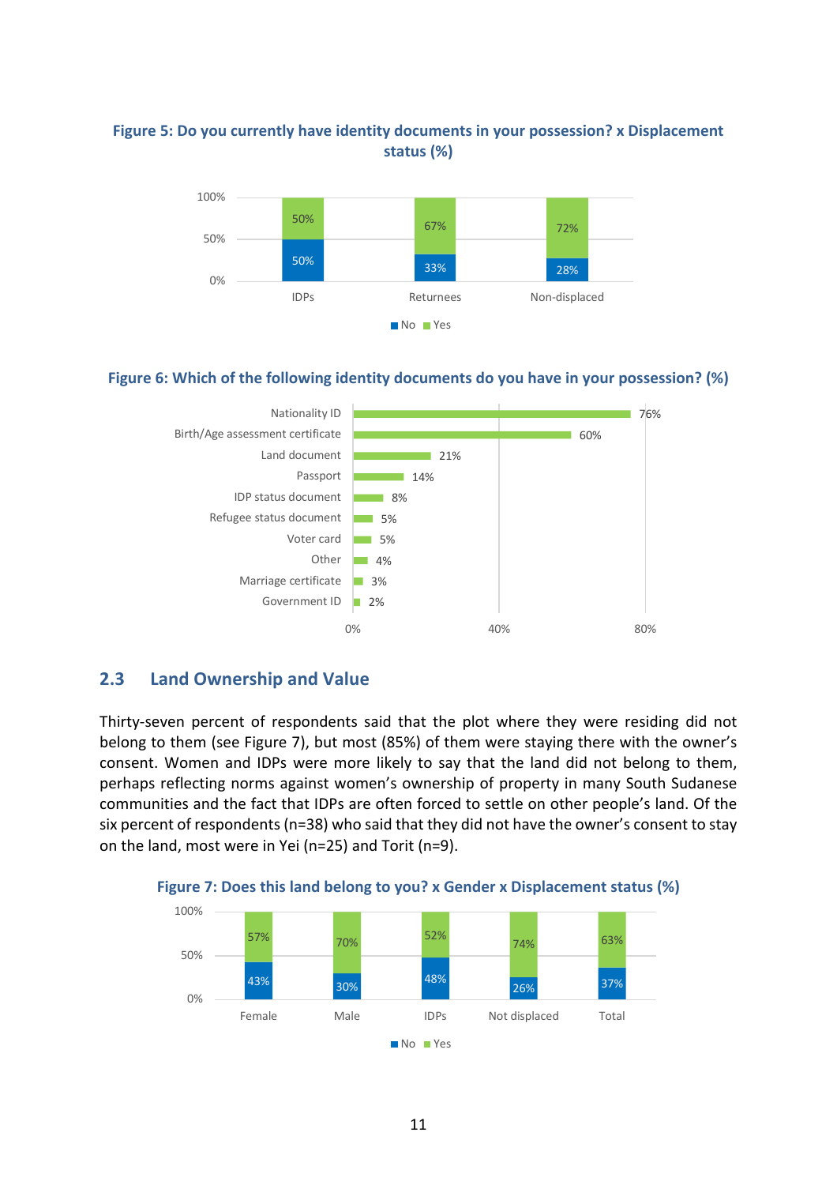**Figure 5: Do you currently have identity documents in your possession? x Displacement status (%)**

| | No | Yes |
|---|---|---|
| IDPs | 50% | 50% |
| Returnees | 33% | 67% |
| Non-displaced | 28% | 72% |

**Figure 6: Which of the following identity documents do you have in your possession? (%)**

| Document | % |
|---|---|
| Nationality ID | 76% |
| Birth/Age assessment certificate | 60% |
| Land document | 21% |
| Passport | 14% |
| IDP status document | 8% |
| Refugee status document | 5% |
| Voter card | 5% |
| Other | 4% |
| Marriage certificate | 3% |
| Government ID | 2% |

## 2.3 Land Ownership and Value

Thirty-seven percent of respondents said that the plot where they were residing did not belong to them (see Figure 7), but most (85%) of them were staying there with the owner's consent. Women and IDPs were more likely to say that the land did not belong to them, perhaps reflecting norms against women's ownership of property in many South Sudanese communities and the fact that IDPs are often forced to settle on other people's land. Of the six percent of respondents (n=38) who said that they did not have the owner's consent to stay on the land, most were in Yei (n=25) and Torit (n=9).

**Figure 7: Does this land belong to you? x Gender x Displacement status (%)**

| | No | Yes |
|---|---|---|
| Female | 43% | 57% |
| Male | 30% | 70% |
| IDPs | 48% | 52% |
| Not displaced | 26% | 74% |
| Total | 37% | 63% |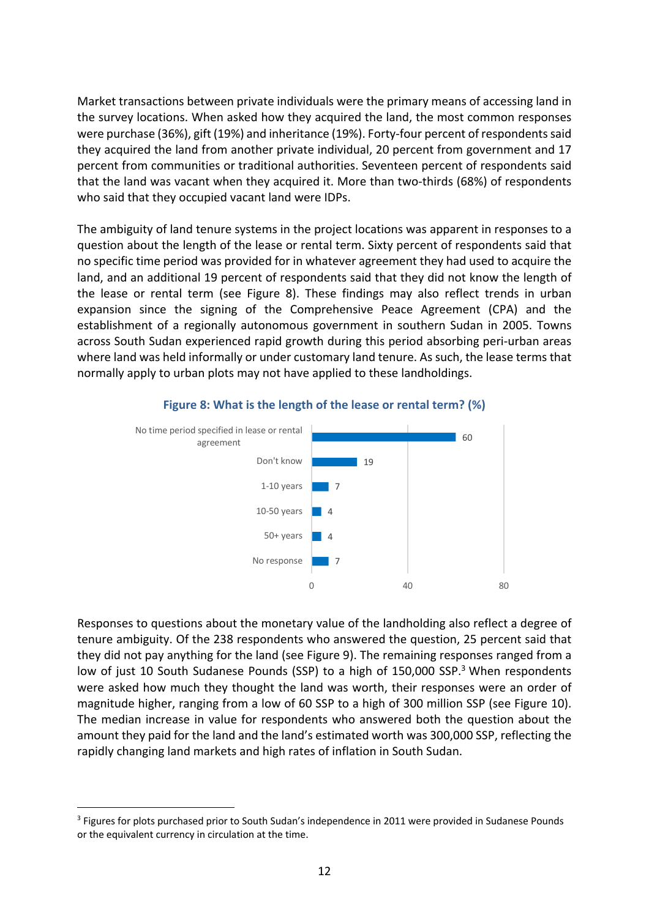Market transactions between private individuals were the primary means of accessing land in the survey locations. When asked how they acquired the land, the most common responses were purchase (36%), gift (19%) and inheritance (19%). Forty-four percent of respondents said they acquired the land from another private individual, 20 percent from government and 17 percent from communities or traditional authorities. Seventeen percent of respondents said that the land was vacant when they acquired it. More than two-thirds (68%) of respondents who said that they occupied vacant land were IDPs.

The ambiguity of land tenure systems in the project locations was apparent in responses to a question about the length of the lease or rental term. Sixty percent of respondents said that no specific time period was provided for in whatever agreement they had used to acquire the land, and an additional 19 percent of respondents said that they did not know the length of the lease or rental term (see Figure 8). These findings may also reflect trends in urban expansion since the signing of the Comprehensive Peace Agreement (CPA) and the establishment of a regionally autonomous government in southern Sudan in 2005. Towns across South Sudan experienced rapid growth during this period absorbing peri-urban areas where land was held informally or under customary land tenure. As such, the lease terms that normally apply to urban plots may not have applied to these landholdings.

**Figure 8: What is the length of the lease or rental term? (%)**

| Response | % |
|---|---|
| No time period specified in lease or rental agreement | 60 |
| Don't know | 19 |
| 1-10 years | 7 |
| 10-50 years | 4 |
| 50+ years | 4 |
| No response | 7 |

Responses to questions about the monetary value of the landholding also reflect a degree of tenure ambiguity. Of the 238 respondents who answered the question, 25 percent said that they did not pay anything for the land (see Figure 9). The remaining responses ranged from a low of just 10 South Sudanese Pounds (SSP) to a high of 150,000 SSP.[3] When respondents were asked how much they thought the land was worth, their responses were an order of magnitude higher, ranging from a low of 60 SSP to a high of 300 million SSP (see Figure 10). The median increase in value for respondents who answered both the question about the amount they paid for the land and the land's estimated worth was 300,000 SSP, reflecting the rapidly changing land markets and high rates of inflation in South Sudan.

[3] Figures for plots purchased prior to South Sudan's independence in 2011 were provided in Sudanese Pounds or the equivalent currency in circulation at the time.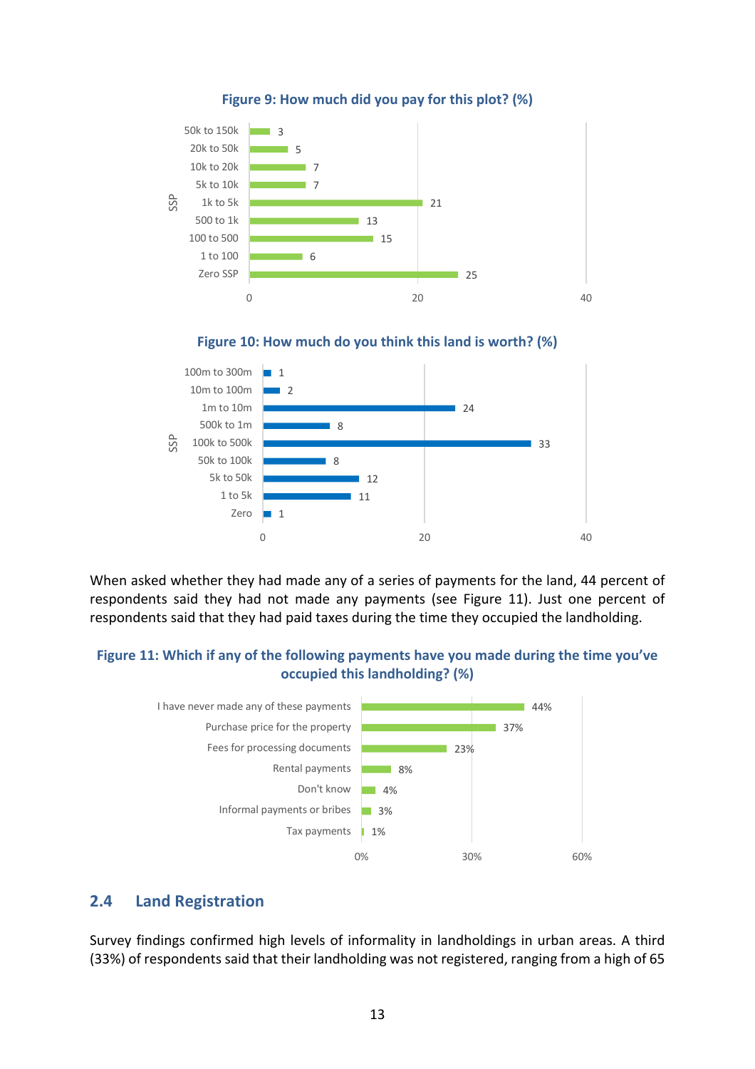**Figure 9: How much did you pay for this plot? (%)**

| SSP | % |
|---|---|
| 50k to 150k | 3 |
| 20k to 50k | 5 |
| 10k to 20k | 7 |
| 5k to 10k | 7 |
| 1k to 5k | 21 |
| 500 to 1k | 13 |
| 100 to 500 | 15 |
| 1 to 100 | 6 |
| Zero SSP | 25 |

**Figure 10: How much do you think this land is worth? (%)**

| SSP | % |
|---|---|
| 100m to 300m | 1 |
| 10m to 100m | 2 |
| 1m to 10m | 24 |
| 500k to 1m | 8 |
| 100k to 500k | 33 |
| 50k to 100k | 8 |
| 5k to 50k | 12 |
| 1 to 5k | 11 |
| Zero | 1 |

When asked whether they had made any of a series of payments for the land, 44 percent of respondents said they had not made any payments (see Figure 11). Just one percent of respondents said that they had paid taxes during the time they occupied the landholding.

**Figure 11: Which if any of the following payments have you made during the time you've occupied this landholding? (%)**

| Payment | % |
|---|---|
| I have never made any of these payments | 44% |
| Purchase price for the property | 37% |
| Fees for processing documents | 23% |
| Rental payments | 8% |
| Don't know | 4% |
| Informal payments or bribes | 3% |
| Tax payments | 1% |

## 2.4 Land Registration

Survey findings confirmed high levels of informality in landholdings in urban areas. A third (33%) of respondents said that their landholding was not registered, ranging from a high of 65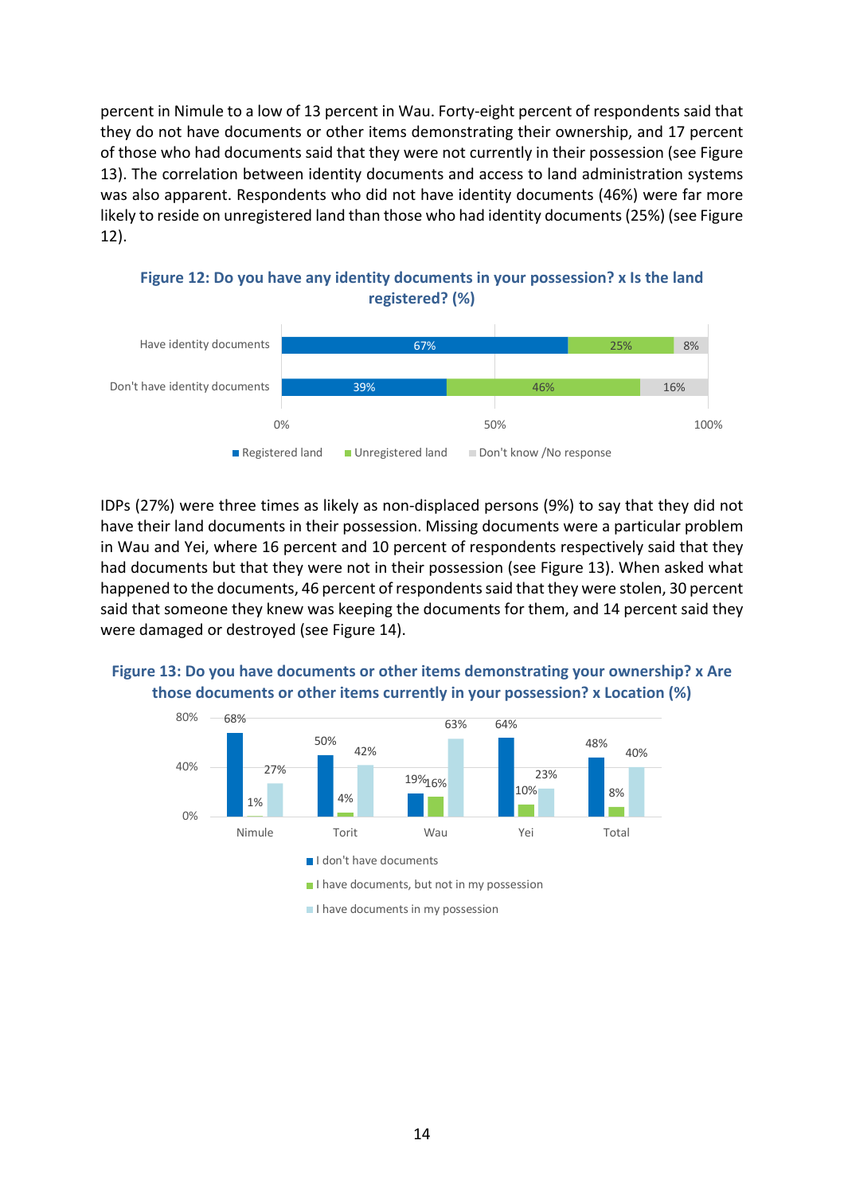percent in Nimule to a low of 13 percent in Wau. Forty-eight percent of respondents said that they do not have documents or other items demonstrating their ownership, and 17 percent of those who had documents said that they were not currently in their possession (see Figure 13). The correlation between identity documents and access to land administration systems was also apparent. Respondents who did not have identity documents (46%) were far more likely to reside on unregistered land than those who had identity documents (25%) (see Figure 12).

**Figure 12: Do you have any identity documents in your possession? x Is the land registered? (%)**

| | Registered land | Unregistered land | Don't know /No response |
|---|---|---|---|
| Have identity documents | 67% | 25% | 8% |
| Don't have identity documents | 39% | 46% | 16% |

IDPs (27%) were three times as likely as non-displaced persons (9%) to say that they did not have their land documents in their possession. Missing documents were a particular problem in Wau and Yei, where 16 percent and 10 percent of respondents respectively said that they had documents but that they were not in their possession (see Figure 13). When asked what happened to the documents, 46 percent of respondents said that they were stolen, 30 percent said that someone they knew was keeping the documents for them, and 14 percent said they were damaged or destroyed (see Figure 14).

**Figure 13: Do you have documents or other items demonstrating your ownership? x Are those documents or other items currently in your possession? x Location (%)**

| | I don't have documents | I have documents, but not in my possession | I have documents in my possession |
|---|---|---|---|
| Nimule | 68% | 1% | 27% |
| Torit | 50% | 4% | 42% |
| Wau | 19% | 16% | 63% |
| Yei | 64% | 10% | 23% |
| Total | 48% | 8% | 40% |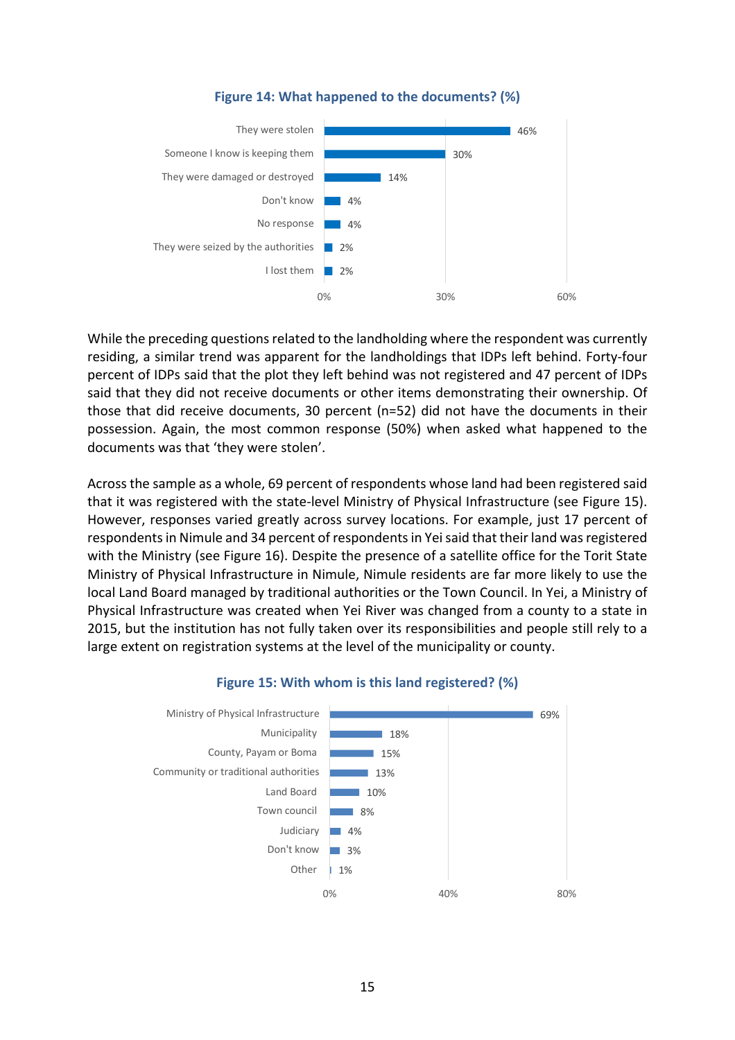**Figure 14: What happened to the documents? (%)**

| Response | % |
|---|---|
| They were stolen | 46% |
| Someone I know is keeping them | 30% |
| They were damaged or destroyed | 14% |
| Don't know | 4% |
| No response | 4% |
| They were seized by the authorities | 2% |
| I lost them | 2% |

While the preceding questions related to the landholding where the respondent was currently residing, a similar trend was apparent for the landholdings that IDPs left behind. Forty-four percent of IDPs said that the plot they left behind was not registered and 47 percent of IDPs said that they did not receive documents or other items demonstrating their ownership. Of those that did receive documents, 30 percent (n=52) did not have the documents in their possession. Again, the most common response (50%) when asked what happened to the documents was that 'they were stolen'.

Across the sample as a whole, 69 percent of respondents whose land had been registered said that it was registered with the state-level Ministry of Physical Infrastructure (see Figure 15). However, responses varied greatly across survey locations. For example, just 17 percent of respondents in Nimule and 34 percent of respondents in Yei said that their land was registered with the Ministry (see Figure 16). Despite the presence of a satellite office for the Torit State Ministry of Physical Infrastructure in Nimule, Nimule residents are far more likely to use the local Land Board managed by traditional authorities or the Town Council. In Yei, a Ministry of Physical Infrastructure was created when Yei River was changed from a county to a state in 2015, but the institution has not fully taken over its responsibilities and people still rely to a large extent on registration systems at the level of the municipality or county.

**Figure 15: With whom is this land registered? (%)**

| Response | % |
|---|---|
| Ministry of Physical Infrastructure | 69% |
| Municipality | 18% |
| County, Payam or Boma | 15% |
| Community or traditional authorities | 13% |
| Land Board | 10% |
| Town council | 8% |
| Judiciary | 4% |
| Don't know | 3% |
| Other | 1% |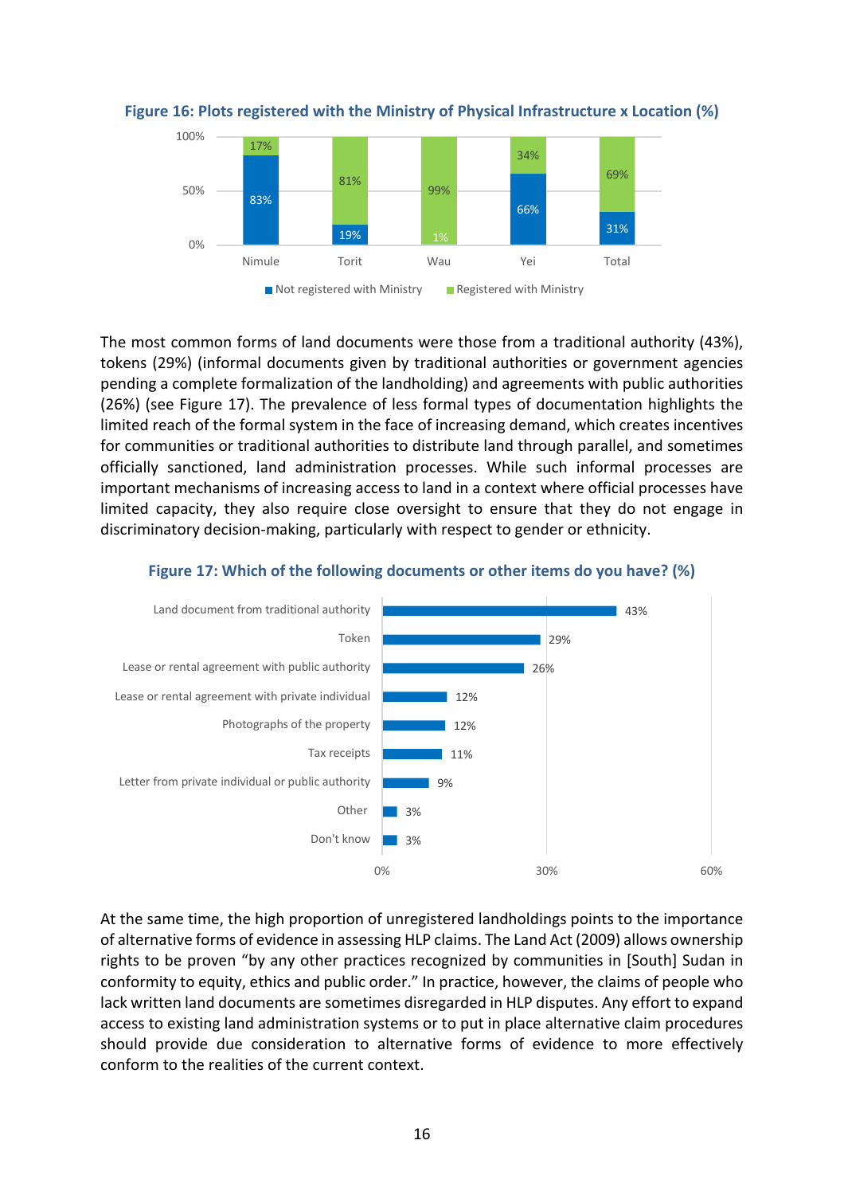**Figure 16: Plots registered with the Ministry of Physical Infrastructure x Location (%)**

| Location | Not registered with Ministry | Registered with Ministry |
|---|---|---|
| Nimule | 83% | 17% |
| Torit | 19% | 81% |
| Wau | 1% | 99% |
| Yei | 66% | 34% |
| Total | 31% | 69% |

The most common forms of land documents were those from a traditional authority (43%), tokens (29%) (informal documents given by traditional authorities or government agencies pending a complete formalization of the landholding) and agreements with public authorities (26%) (see Figure 17). The prevalence of less formal types of documentation highlights the limited reach of the formal system in the face of increasing demand, which creates incentives for communities or traditional authorities to distribute land through parallel, and sometimes officially sanctioned, land administration processes. While such informal processes are important mechanisms of increasing access to land in a context where official processes have limited capacity, they also require close oversight to ensure that they do not engage in discriminatory decision-making, particularly with respect to gender or ethnicity.

**Figure 17: Which of the following documents or other items do you have? (%)**

| Document | % |
|---|---|
| Land document from traditional authority | 43% |
| Token | 29% |
| Lease or rental agreement with public authority | 26% |
| Lease or rental agreement with private individual | 12% |
| Photographs of the property | 12% |
| Tax receipts | 11% |
| Letter from private individual or public authority | 9% |
| Other | 3% |
| Don't know | 3% |

At the same time, the high proportion of unregistered landholdings points to the importance of alternative forms of evidence in assessing HLP claims. The Land Act (2009) allows ownership rights to be proven "by any other practices recognized by communities in [South] Sudan in conformity to equity, ethics and public order." In practice, however, the claims of people who lack written land documents are sometimes disregarded in HLP disputes. Any effort to expand access to existing land administration systems or to put in place alternative claim procedures should provide due consideration to alternative forms of evidence to more effectively conform to the realities of the current context.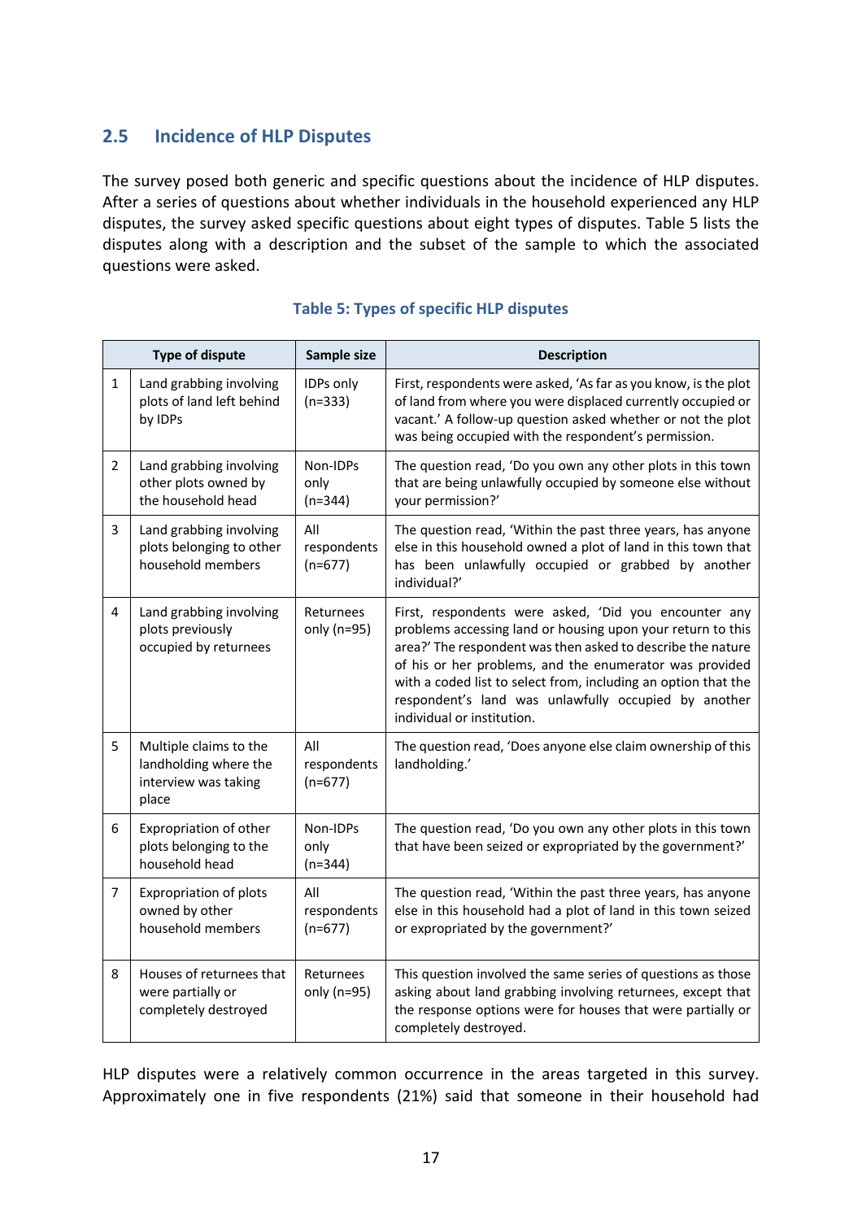## 2.5 Incidence of HLP Disputes

The survey posed both generic and specific questions about the incidence of HLP disputes. After a series of questions about whether individuals in the household experienced any HLP disputes, the survey asked specific questions about eight types of disputes. Table 5 lists the disputes along with a description and the subset of the sample to which the associated questions were asked.

**Table 5: Types of specific HLP disputes**

| | Type of dispute | Sample size | Description |
|---|---|---|---|
| 1 | Land grabbing involving plots of land left behind by IDPs | IDPs only (n=333) | First, respondents were asked, 'As far as you know, is the plot of land from where you were displaced currently occupied or vacant.' A follow-up question asked whether or not the plot was being occupied with the respondent's permission. |
| 2 | Land grabbing involving other plots owned by the household head | Non-IDPs only (n=344) | The question read, 'Do you own any other plots in this town that are being unlawfully occupied by someone else without your permission?' |
| 3 | Land grabbing involving plots belonging to other household members | All respondents (n=677) | The question read, 'Within the past three years, has anyone else in this household owned a plot of land in this town that has been unlawfully occupied or grabbed by another individual?' |
| 4 | Land grabbing involving plots previously occupied by returnees | Returnees only (n=95) | First, respondents were asked, 'Did you encounter any problems accessing land or housing upon your return to this area?' The respondent was then asked to describe the nature of his or her problems, and the enumerator was provided with a coded list to select from, including an option that the respondent's land was unlawfully occupied by another individual or institution. |
| 5 | Multiple claims to the landholding where the interview was taking place | All respondents (n=677) | The question read, 'Does anyone else claim ownership of this landholding.' |
| 6 | Expropriation of other plots belonging to the household head | Non-IDPs only (n=344) | The question read, 'Do you own any other plots in this town that have been seized or expropriated by the government?' |
| 7 | Expropriation of plots owned by other household members | All respondents (n=677) | The question read, 'Within the past three years, has anyone else in this household had a plot of land in this town seized or expropriated by the government?' |
| 8 | Houses of returnees that were partially or completely destroyed | Returnees only (n=95) | This question involved the same series of questions as those asking about land grabbing involving returnees, except that the response options were for houses that were partially or completely destroyed. |

HLP disputes were a relatively common occurrence in the areas targeted in this survey. Approximately one in five respondents (21%) said that someone in their household had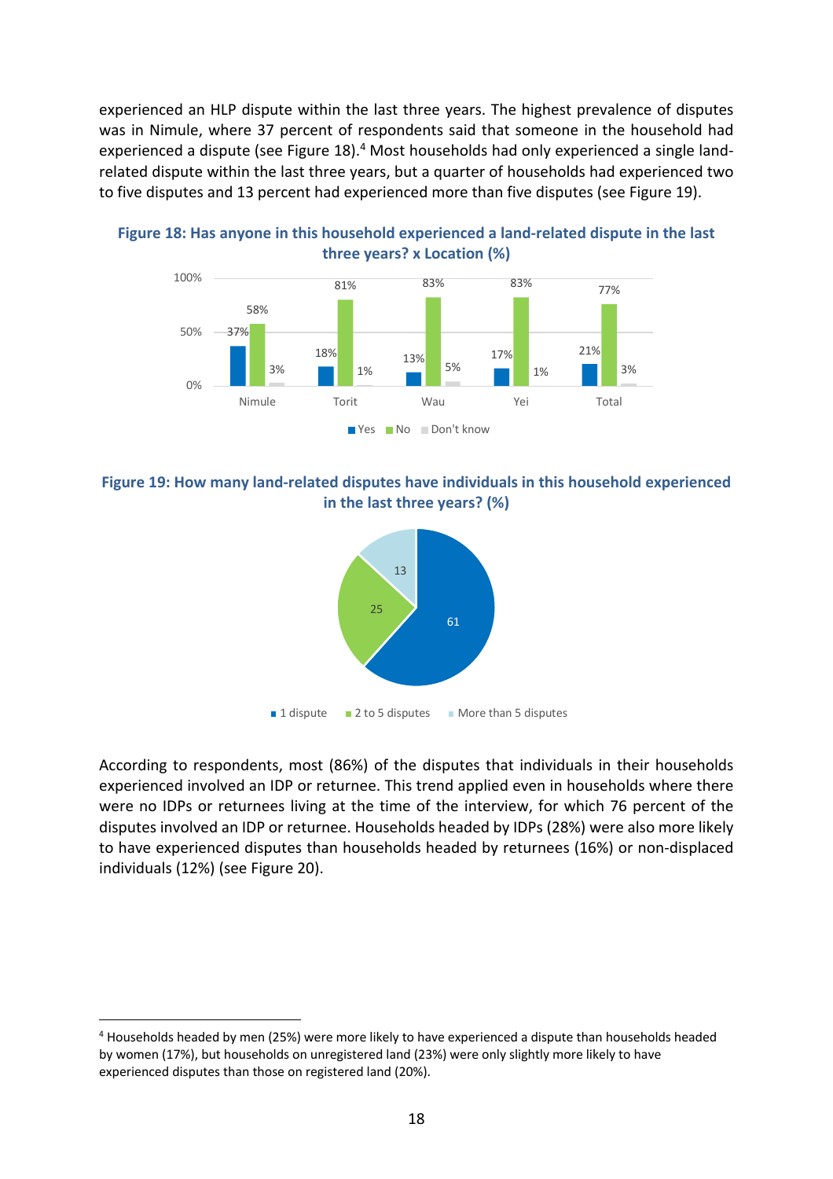experienced an HLP dispute within the last three years. The highest prevalence of disputes was in Nimule, where 37 percent of respondents said that someone in the household had experienced a dispute (see Figure 18).[4] Most households had only experienced a single land-related dispute within the last three years, but a quarter of households had experienced two to five disputes and 13 percent had experienced more than five disputes (see Figure 19).

**Figure 18: Has anyone in this household experienced a land-related dispute in the last three years? x Location (%)**

| Location | Yes | No | Don't know |
|---|---|---|---|
| Nimule | 37% | 58% | 3% |
| Torit | 18% | 81% | 1% |
| Wau | 13% | 83% | 5% |
| Yei | 17% | 83% | 1% |
| Total | 21% | 77% | 3% |

**Figure 19: How many land-related disputes have individuals in this household experienced in the last three years? (%)**

| Number of disputes | % |
|---|---|
| 1 dispute | 61 |
| 2 to 5 disputes | 25 |
| More than 5 disputes | 13 |

According to respondents, most (86%) of the disputes that individuals in their households experienced involved an IDP or returnee. This trend applied even in households where there were no IDPs or returnees living at the time of the interview, for which 76 percent of the disputes involved an IDP or returnee. Households headed by IDPs (28%) were also more likely to have experienced disputes than households headed by returnees (16%) or non-displaced individuals (12%) (see Figure 20).

[4] Households headed by men (25%) were more likely to have experienced a dispute than households headed by women (17%), but households on unregistered land (23%) were only slightly more likely to have experienced disputes than those on registered land (20%).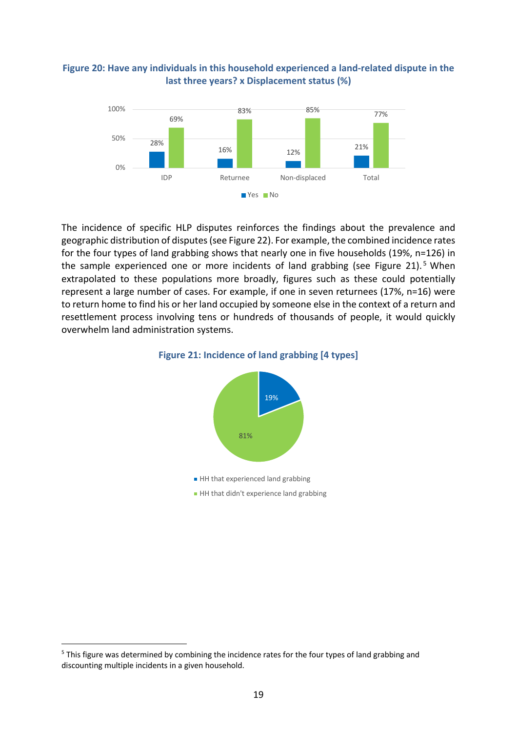**Figure 20: Have any individuals in this household experienced a land-related dispute in the last three years? x Displacement status (%)**

| | Yes | No |
|---|---|---|
| IDP | 28% | 69% |
| Returnee | 16% | 83% |
| Non-displaced | 12% | 85% |
| Total | 21% | 77% |

The incidence of specific HLP disputes reinforces the findings about the prevalence and geographic distribution of disputes (see Figure 22). For example, the combined incidence rates for the four types of land grabbing shows that nearly one in five households (19%, n=126) in the sample experienced one or more incidents of land grabbing (see Figure 21).[5] When extrapolated to these populations more broadly, figures such as these could potentially represent a large number of cases. For example, if one in seven returnees (17%, n=16) were to return home to find his or her land occupied by someone else in the context of a return and resettlement process involving tens or hundreds of thousands of people, it would quickly overwhelm land administration systems.

**Figure 21: Incidence of land grabbing [4 types]**

| | % |
|---|---|
| HH that experienced land grabbing | 19% |
| HH that didn't experience land grabbing | 81% |

[5] This figure was determined by combining the incidence rates for the four types of land grabbing and discounting multiple incidents in a given household.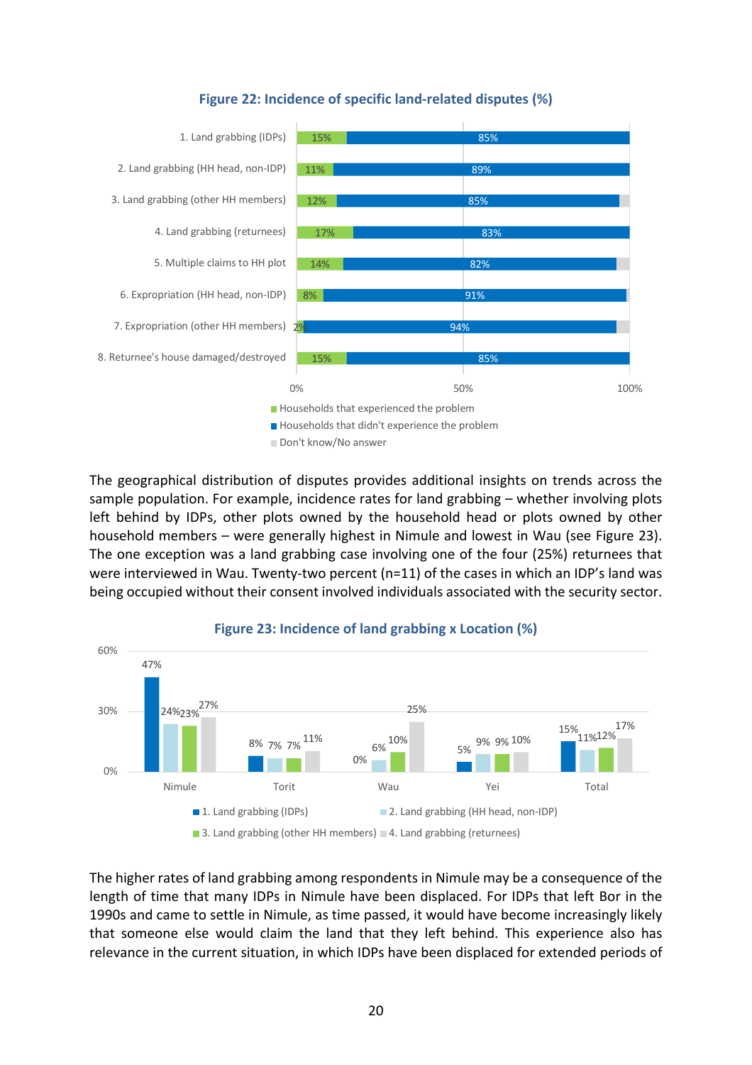**Figure 22: Incidence of specific land-related disputes (%)**

| | Households that experienced the problem | Households that didn't experience the problem | Don't know/No answer |
|---|---|---|---|
| 1. Land grabbing (IDPs) | 15% | 85% | |
| 2. Land grabbing (HH head, non-IDP) | 11% | 89% | |
| 3. Land grabbing (other HH members) | 12% | 85% | |
| 4. Land grabbing (returnees) | 17% | 83% | |
| 5. Multiple claims to HH plot | 14% | 82% | |
| 6. Expropriation (HH head, non-IDP) | 8% | 91% | |
| 7. Expropriation (other HH members) | 2% | 94% | |
| 8. Returnee's house damaged/destroyed | 15% | 85% | |

The geographical distribution of disputes provides additional insights on trends across the sample population. For example, incidence rates for land grabbing – whether involving plots left behind by IDPs, other plots owned by the household head or plots owned by other household members – were generally highest in Nimule and lowest in Wau (see Figure 23). The one exception was a land grabbing case involving one of the four (25%) returnees that were interviewed in Wau. Twenty-two percent (n=11) of the cases in which an IDP's land was being occupied without their consent involved individuals associated with the security sector.

**Figure 23: Incidence of land grabbing x Location (%)**

| | 1. Land grabbing (IDPs) | 2. Land grabbing (HH head, non-IDP) | 3. Land grabbing (other HH members) | 4. Land grabbing (returnees) |
|---|---|---|---|---|
| Nimule | 47% | 24% | 23% | 27% |
| Torit | 8% | 7% | 7% | 11% |
| Wau | 0% | 6% | 10% | 25% |
| Yei | 5% | 9% | 9% | 10% |
| Total | 15% | 11% | 12% | 17% |

The higher rates of land grabbing among respondents in Nimule may be a consequence of the length of time that many IDPs in Nimule have been displaced. For IDPs that left Bor in the 1990s and came to settle in Nimule, as time passed, it would have become increasingly likely that someone else would claim the land that they left behind. This experience also has relevance in the current situation, in which IDPs have been displaced for extended periods of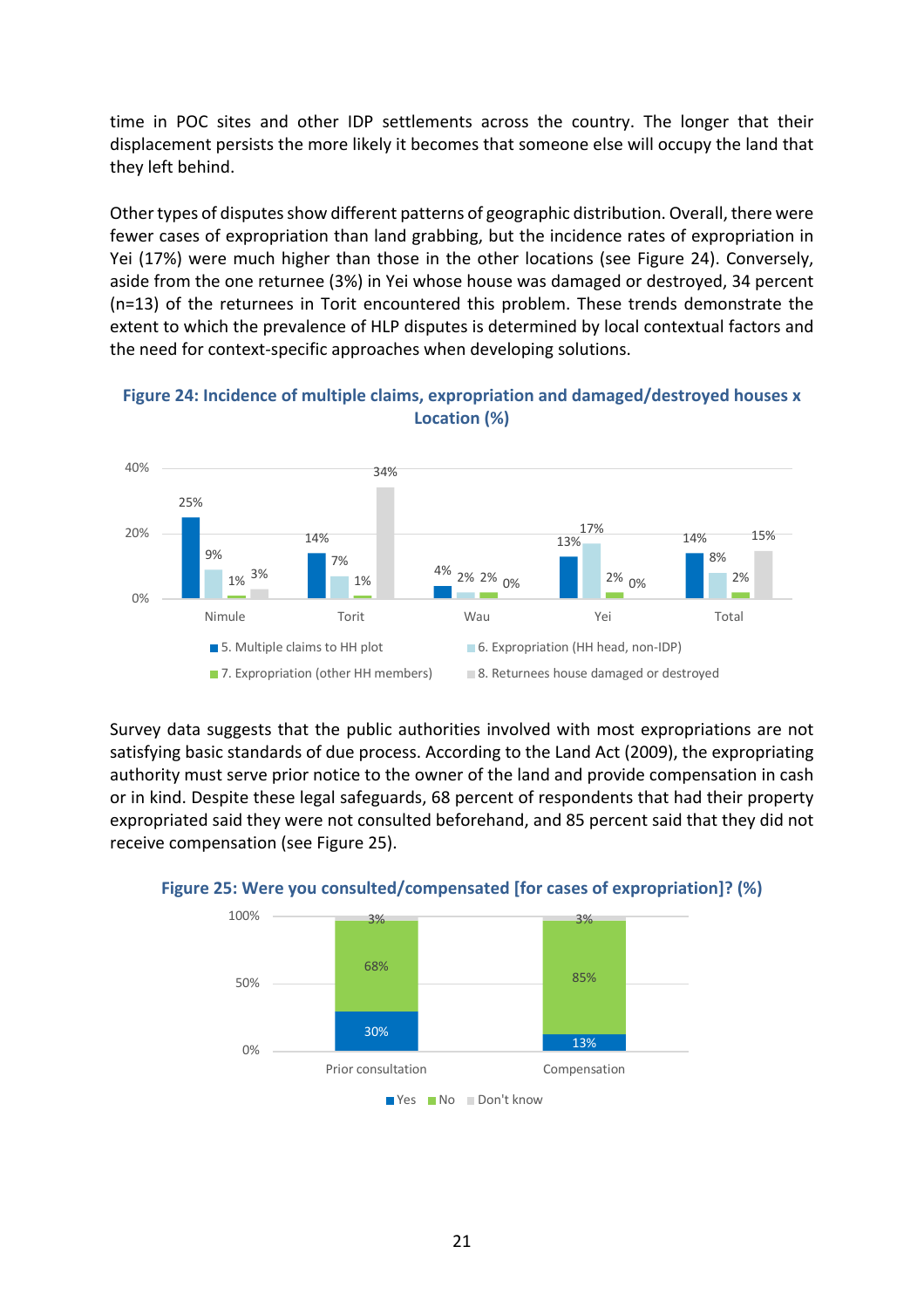time in POC sites and other IDP settlements across the country. The longer that their displacement persists the more likely it becomes that someone else will occupy the land that they left behind.

Other types of disputes show different patterns of geographic distribution. Overall, there were fewer cases of expropriation than land grabbing, but the incidence rates of expropriation in Yei (17%) were much higher than those in the other locations (see Figure 24). Conversely, aside from the one returnee (3%) in Yei whose house was damaged or destroyed, 34 percent (n=13) of the returnees in Torit encountered this problem. These trends demonstrate the extent to which the prevalence of HLP disputes is determined by local contextual factors and the need for context-specific approaches when developing solutions.

**Figure 24: Incidence of multiple claims, expropriation and damaged/destroyed houses x Location (%)**

| | Nimule | Torit | Wau | Yei | Total |
|---|---|---|---|---|---|
| 5. Multiple claims to HH plot | 25% | 14% | 4% | 13% | 14% |
| 6. Expropriation (HH head, non-IDP) | 9% | 7% | 2% | 17% | 8% |
| 7. Expropriation (other HH members) | 1% | 1% | 2% | 2% | 2% |
| 8. Returnees house damaged or destroyed | 3% | 34% | 0% | 0% | 15% |

Survey data suggests that the public authorities involved with most expropriations are not satisfying basic standards of due process. According to the Land Act (2009), the expropriating authority must serve prior notice to the owner of the land and provide compensation in cash or in kind. Despite these legal safeguards, 68 percent of respondents that had their property expropriated said they were not consulted beforehand, and 85 percent said that they did not receive compensation (see Figure 25).

**Figure 25: Were you consulted/compensated [for cases of expropriation]? (%)**

| | Yes | No | Don't know |
|---|---|---|---|
| Prior consultation | 30% | 68% | 3% |
| Compensation | 13% | 85% | 3% |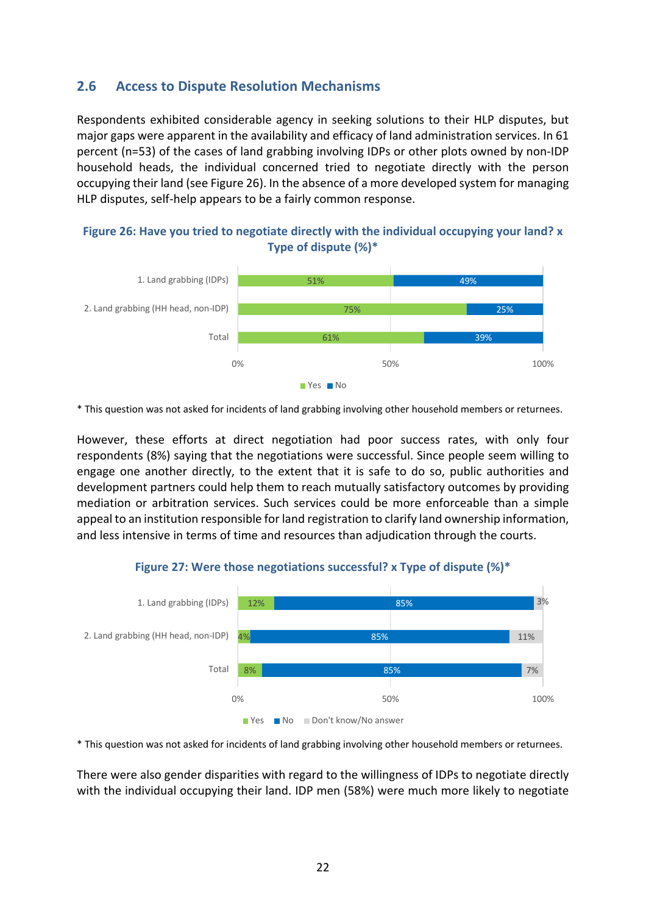## 2.6 Access to Dispute Resolution Mechanisms

Respondents exhibited considerable agency in seeking solutions to their HLP disputes, but major gaps were apparent in the availability and efficacy of land administration services. In 61 percent (n=53) of the cases of land grabbing involving IDPs or other plots owned by non-IDP household heads, the individual concerned tried to negotiate directly with the person occupying their land (see Figure 26). In the absence of a more developed system for managing HLP disputes, self-help appears to be a fairly common response.

**Figure 26: Have you tried to negotiate directly with the individual occupying your land? x Type of dispute (%)\***

| | Yes | No |
|---|---|---|
| 1. Land grabbing (IDPs) | 51% | 49% |
| 2. Land grabbing (HH head, non-IDP) | 75% | 25% |
| Total | 61% | 39% |

\* This question was not asked for incidents of land grabbing involving other household members or returnees.

However, these efforts at direct negotiation had poor success rates, with only four respondents (8%) saying that the negotiations were successful. Since people seem willing to engage one another directly, to the extent that it is safe to do so, public authorities and development partners could help them to reach mutually satisfactory outcomes by providing mediation or arbitration services. Such services could be more enforceable than a simple appeal to an institution responsible for land registration to clarify land ownership information, and less intensive in terms of time and resources than adjudication through the courts.

**Figure 27: Were those negotiations successful? x Type of dispute (%)\***

| | Yes | No | Don't know/No answer |
|---|---|---|---|
| 1. Land grabbing (IDPs) | 12% | 85% | 3% |
| 2. Land grabbing (HH head, non-IDP) | 4% | 85% | 11% |
| Total | 8% | 85% | 7% |

\* This question was not asked for incidents of land grabbing involving other household members or returnees.

There were also gender disparities with regard to the willingness of IDPs to negotiate directly with the individual occupying their land. IDP men (58%) were much more likely to negotiate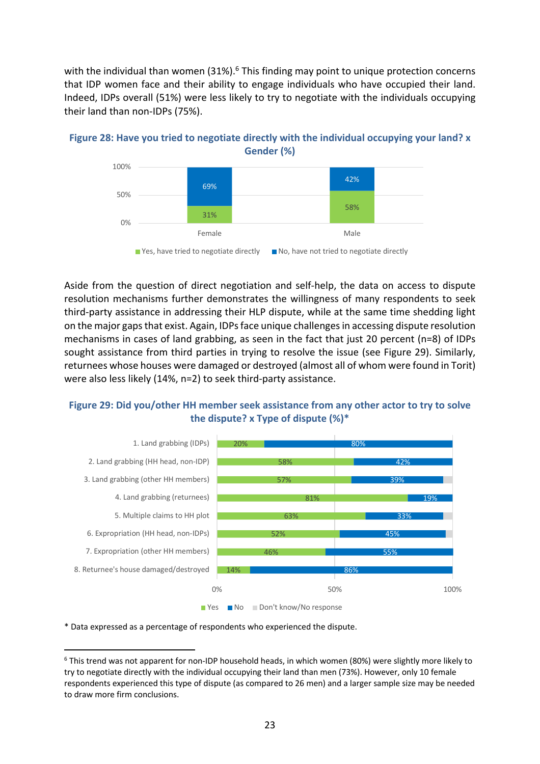with the individual than women (31%).[6] This finding may point to unique protection concerns that IDP women face and their ability to engage individuals who have occupied their land. Indeed, IDPs overall (51%) were less likely to try to negotiate with the individuals occupying their land than non-IDPs (75%).

**Figure 28: Have you tried to negotiate directly with the individual occupying your land? x Gender (%)**

| | Yes, have tried to negotiate directly | No, have not tried to negotiate directly |
|---|---|---|
| Female | 31% | 69% |
| Male | 58% | 42% |

Aside from the question of direct negotiation and self-help, the data on access to dispute resolution mechanisms further demonstrates the willingness of many respondents to seek third-party assistance in addressing their HLP dispute, while at the same time shedding light on the major gaps that exist. Again, IDPs face unique challenges in accessing dispute resolution mechanisms in cases of land grabbing, as seen in the fact that just 20 percent (n=8) of IDPs sought assistance from third parties in trying to resolve the issue (see Figure 29). Similarly, returnees whose houses were damaged or destroyed (almost all of whom were found in Torit) were also less likely (14%, n=2) to seek third-party assistance.

**Figure 29: Did you/other HH member seek assistance from any other actor to try to solve the dispute? x Type of dispute (%)***

| | Yes | No |
|---|---|---|
| 1. Land grabbing (IDPs) | 20% | 80% |
| 2. Land grabbing (HH head, non-IDP) | 58% | 42% |
| 3. Land grabbing (other HH members) | 57% | 39% |
| 4. Land grabbing (returnees) | 81% | 19% |
| 5. Multiple claims to HH plot | 63% | 33% |
| 6. Expropriation (HH head, non-IDPs) | 52% | 45% |
| 7. Expropriation (other HH members) | 46% | 55% |
| 8. Returnee's house damaged/destroyed | 14% | 86% |

Legend: Yes, No, Don't know/No response

* Data expressed as a percentage of respondents who experienced the dispute.

[6] This trend was not apparent for non-IDP household heads, in which women (80%) were slightly more likely to try to negotiate directly with the individual occupying their land than men (73%). However, only 10 female respondents experienced this type of dispute (as compared to 26 men) and a larger sample size may be needed to draw more firm conclusions.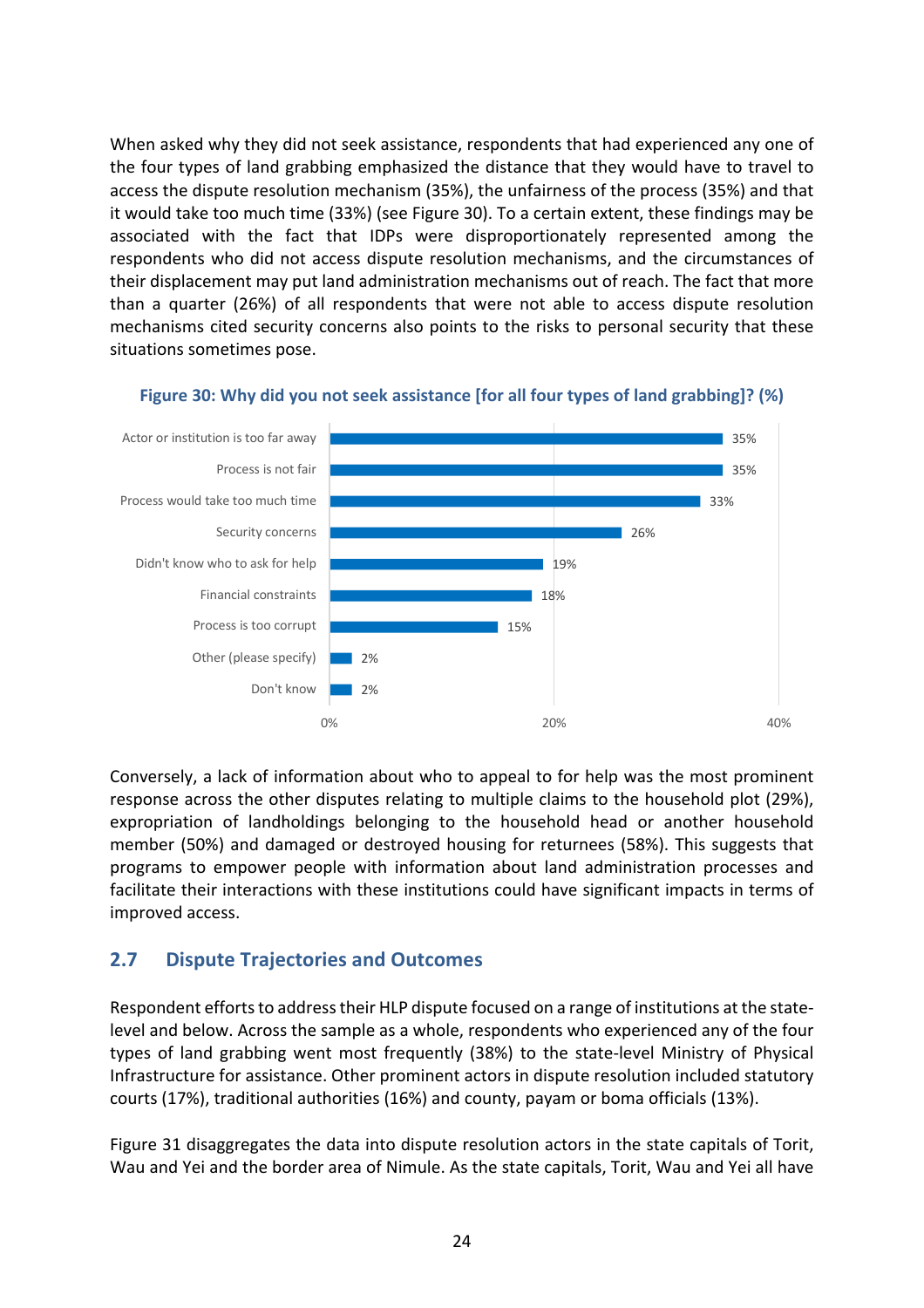When asked why they did not seek assistance, respondents that had experienced any one of the four types of land grabbing emphasized the distance that they would have to travel to access the dispute resolution mechanism (35%), the unfairness of the process (35%) and that it would take too much time (33%) (see Figure 30). To a certain extent, these findings may be associated with the fact that IDPs were disproportionately represented among the respondents who did not access dispute resolution mechanisms, and the circumstances of their displacement may put land administration mechanisms out of reach. The fact that more than a quarter (26%) of all respondents that were not able to access dispute resolution mechanisms cited security concerns also points to the risks to personal security that these situations sometimes pose.

**Figure 30: Why did you not seek assistance [for all four types of land grabbing]? (%)**

| Reason | % |
|---|---|
| Actor or institution is too far away | 35% |
| Process is not fair | 35% |
| Process would take too much time | 33% |
| Security concerns | 26% |
| Didn't know who to ask for help | 19% |
| Financial constraints | 18% |
| Process is too corrupt | 15% |
| Other (please specify) | 2% |
| Don't know | 2% |

Conversely, a lack of information about who to appeal to for help was the most prominent response across the other disputes relating to multiple claims to the household plot (29%), expropriation of landholdings belonging to the household head or another household member (50%) and damaged or destroyed housing for returnees (58%). This suggests that programs to empower people with information about land administration processes and facilitate their interactions with these institutions could have significant impacts in terms of improved access.

## 2.7 Dispute Trajectories and Outcomes

Respondent efforts to address their HLP dispute focused on a range of institutions at the state-level and below. Across the sample as a whole, respondents who experienced any of the four types of land grabbing went most frequently (38%) to the state-level Ministry of Physical Infrastructure for assistance. Other prominent actors in dispute resolution included statutory courts (17%), traditional authorities (16%) and county, payam or boma officials (13%).

Figure 31 disaggregates the data into dispute resolution actors in the state capitals of Torit, Wau and Yei and the border area of Nimule. As the state capitals, Torit, Wau and Yei all have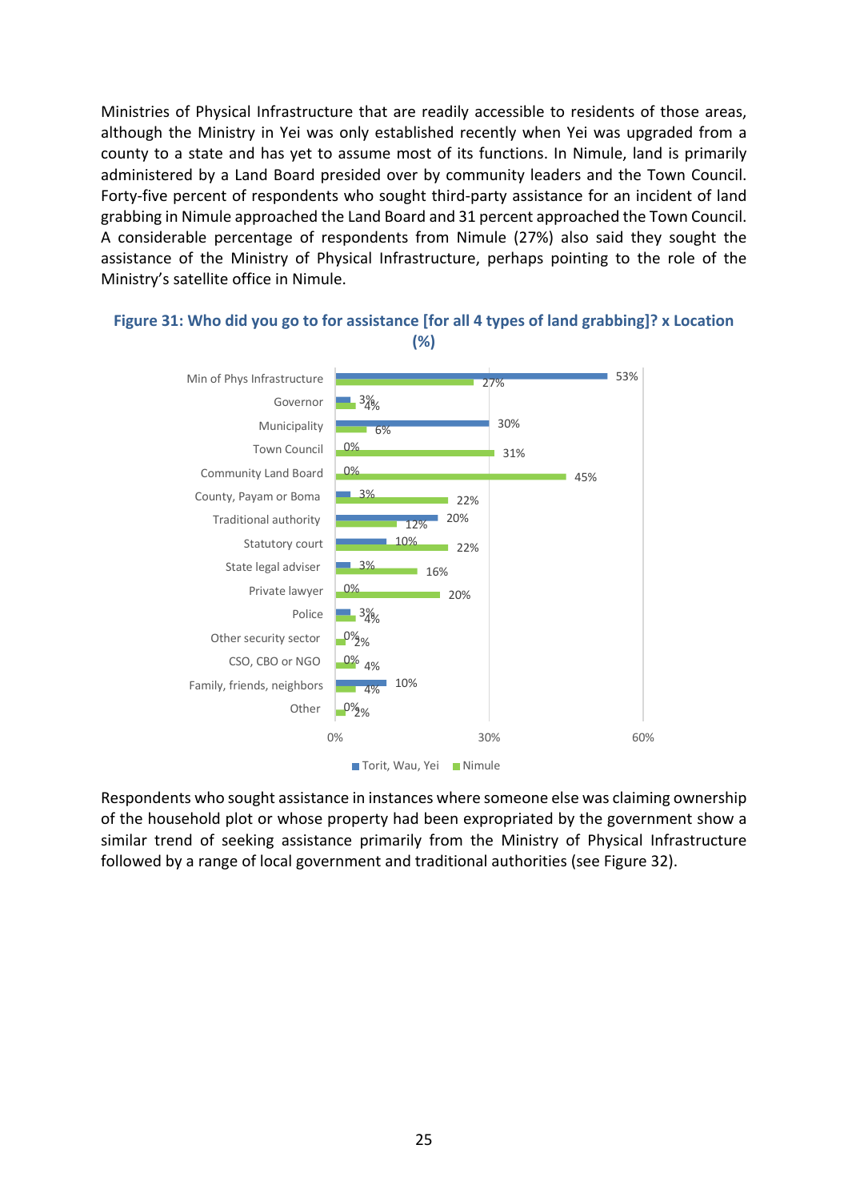Ministries of Physical Infrastructure that are readily accessible to residents of those areas, although the Ministry in Yei was only established recently when Yei was upgraded from a county to a state and has yet to assume most of its functions. In Nimule, land is primarily administered by a Land Board presided over by community leaders and the Town Council. Forty-five percent of respondents who sought third-party assistance for an incident of land grabbing in Nimule approached the Land Board and 31 percent approached the Town Council. A considerable percentage of respondents from Nimule (27%) also said they sought the assistance of the Ministry of Physical Infrastructure, perhaps pointing to the role of the Ministry's satellite office in Nimule.

**Figure 31: Who did you go to for assistance [for all 4 types of land grabbing]? x Location (%)**

| | Torit, Wau, Yei | Nimule |
|---|---|---|
| Min of Phys Infrastructure | 53% | 27% |
| Governor | 3% | 4% |
| Municipality | 30% | 6% |
| Town Council | 0% | 31% |
| Community Land Board | 0% | 45% |
| County, Payam or Boma | 3% | 22% |
| Traditional authority | 20% | 12% |
| Statutory court | 10% | 22% |
| State legal adviser | 3% | 16% |
| Private lawyer | 0% | 20% |
| Police | 3% | 4% |
| Other security sector | 0% | 2% |
| CSO, CBO or NGO | 0% | 4% |
| Family, friends, neighbors | 10% | 4% |
| Other | 0% | 2% |

Respondents who sought assistance in instances where someone else was claiming ownership of the household plot or whose property had been expropriated by the government show a similar trend of seeking assistance primarily from the Ministry of Physical Infrastructure followed by a range of local government and traditional authorities (see Figure 32).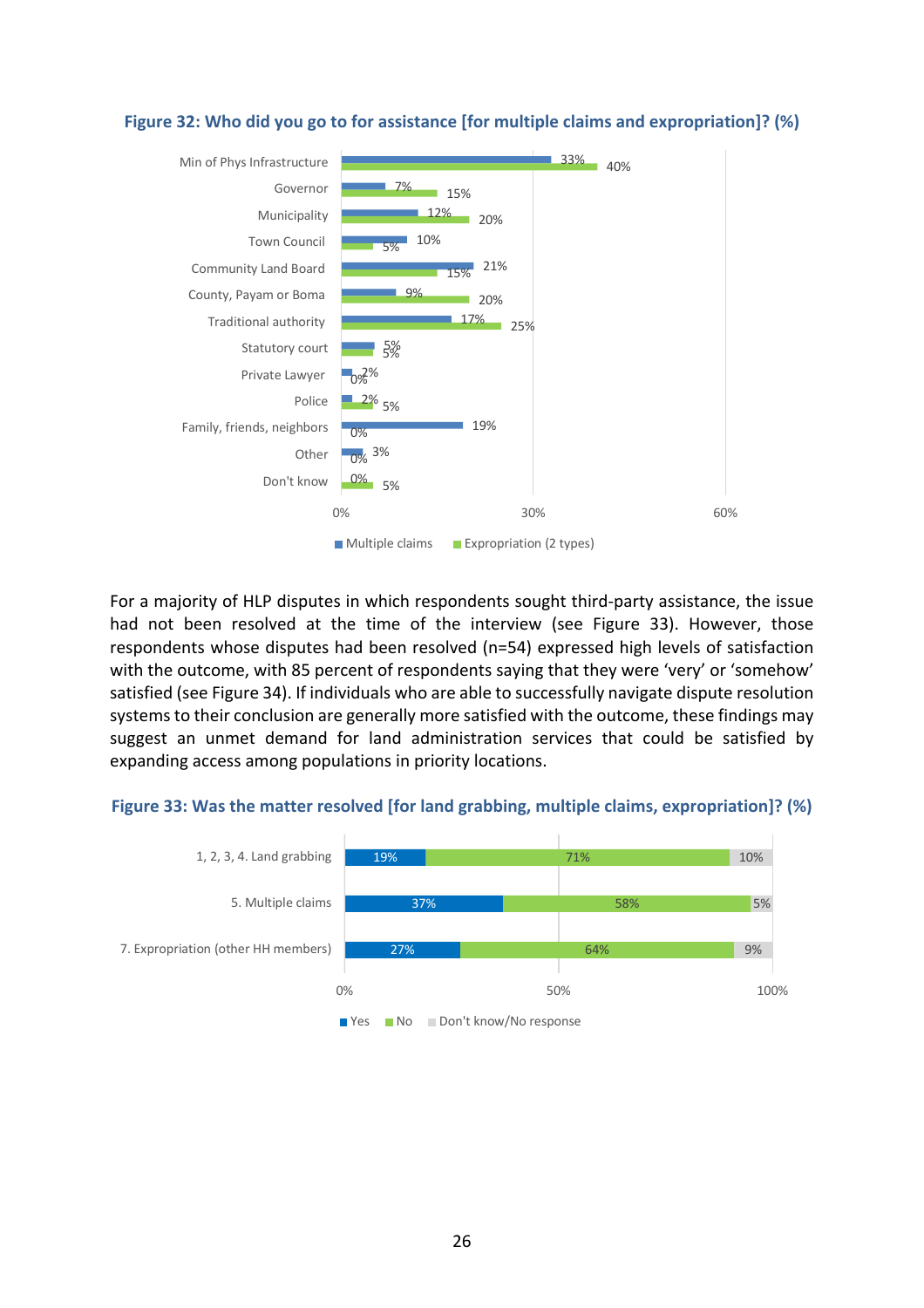**Figure 32: Who did you go to for assistance [for multiple claims and expropriation]? (%)**

| | Multiple claims | Expropriation (2 types) |
|---|---|---|
| Min of Phys Infrastructure | 33% | 40% |
| Governor | 7% | 15% |
| Municipality | 12% | 20% |
| Town Council | 10% | 5% |
| Community Land Board | 21% | 15% |
| County, Payam or Boma | 9% | 20% |
| Traditional authority | 17% | 25% |
| Statutory court | 5% | 5% |
| Private Lawyer | 2% | 0% |
| Police | 2% | 5% |
| Family, friends, neighbors | 19% | 0% |
| Other | 3% | 0% |
| Don't know | 0% | 5% |

For a majority of HLP disputes in which respondents sought third-party assistance, the issue had not been resolved at the time of the interview (see Figure 33). However, those respondents whose disputes had been resolved (n=54) expressed high levels of satisfaction with the outcome, with 85 percent of respondents saying that they were 'very' or 'somehow' satisfied (see Figure 34). If individuals who are able to successfully navigate dispute resolution systems to their conclusion are generally more satisfied with the outcome, these findings may suggest an unmet demand for land administration services that could be satisfied by expanding access among populations in priority locations.

**Figure 33: Was the matter resolved [for land grabbing, multiple claims, expropriation]? (%)**

| | Yes | No | Don't know/No response |
|---|---|---|---|
| 1, 2, 3, 4. Land grabbing | 19% | 71% | 10% |
| 5. Multiple claims | 37% | 58% | 5% |
| 7. Expropriation (other HH members) | 27% | 64% | 9% |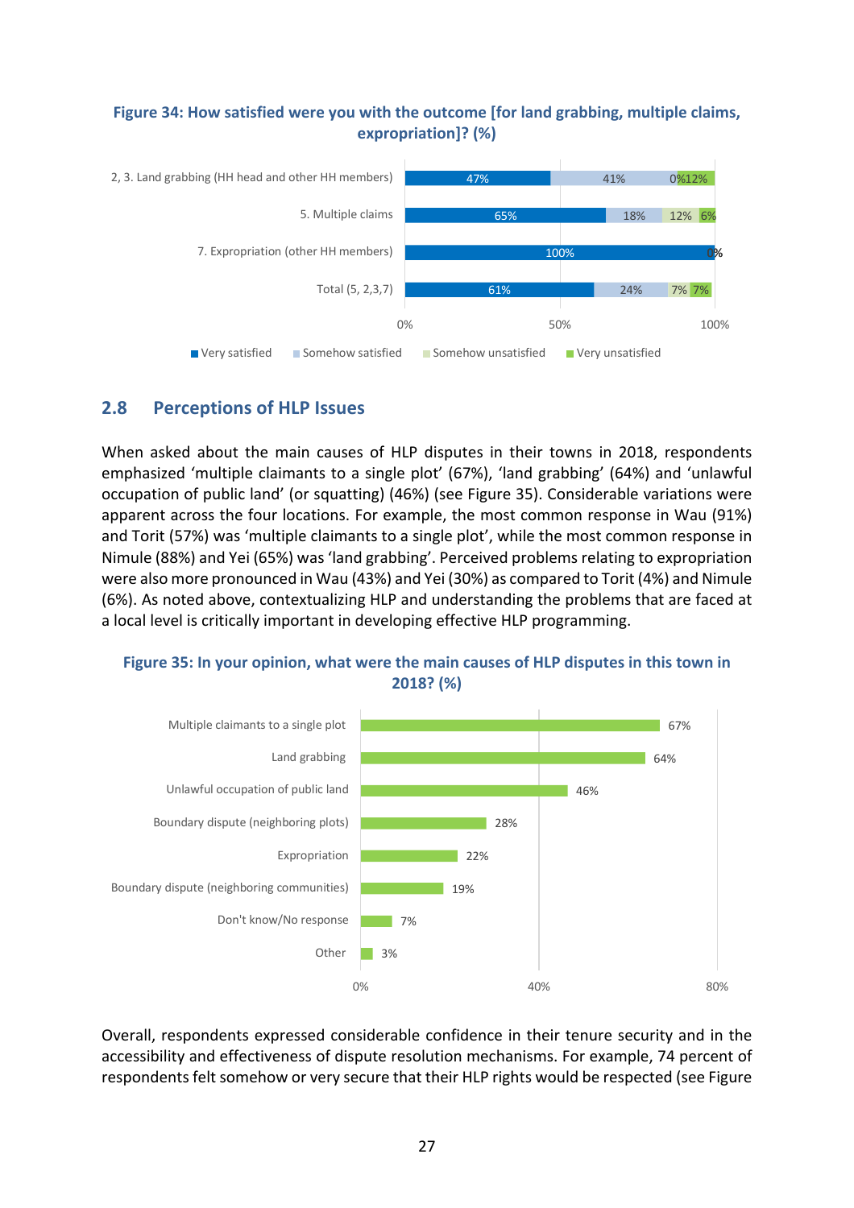**Figure 34: How satisfied were you with the outcome [for land grabbing, multiple claims, expropriation]? (%)**

| | Very satisfied | Somehow satisfied | Somehow unsatisfied | Very unsatisfied |
|---|---|---|---|---|
| 2, 3. Land grabbing (HH head and other HH members) | 47% | 41% | 0% | 12% |
| 5. Multiple claims | 65% | 18% | 12% | 6% |
| 7. Expropriation (other HH members) | 100% | | | 0% |
| Total (5, 2,3,7) | 61% | 24% | 7% | 7% |

## 2.8 Perceptions of HLP Issues

When asked about the main causes of HLP disputes in their towns in 2018, respondents emphasized 'multiple claimants to a single plot' (67%), 'land grabbing' (64%) and 'unlawful occupation of public land' (or squatting) (46%) (see Figure 35). Considerable variations were apparent across the four locations. For example, the most common response in Wau (91%) and Torit (57%) was 'multiple claimants to a single plot', while the most common response in Nimule (88%) and Yei (65%) was 'land grabbing'. Perceived problems relating to expropriation were also more pronounced in Wau (43%) and Yei (30%) as compared to Torit (4%) and Nimule (6%). As noted above, contextualizing HLP and understanding the problems that are faced at a local level is critically important in developing effective HLP programming.

**Figure 35: In your opinion, what were the main causes of HLP disputes in this town in 2018? (%)**

| Cause | % |
|---|---|
| Multiple claimants to a single plot | 67% |
| Land grabbing | 64% |
| Unlawful occupation of public land | 46% |
| Boundary dispute (neighboring plots) | 28% |
| Expropriation | 22% |
| Boundary dispute (neighboring communities) | 19% |
| Don't know/No response | 7% |
| Other | 3% |

Overall, respondents expressed considerable confidence in their tenure security and in the accessibility and effectiveness of dispute resolution mechanisms. For example, 74 percent of respondents felt somehow or very secure that their HLP rights would be respected (see Figure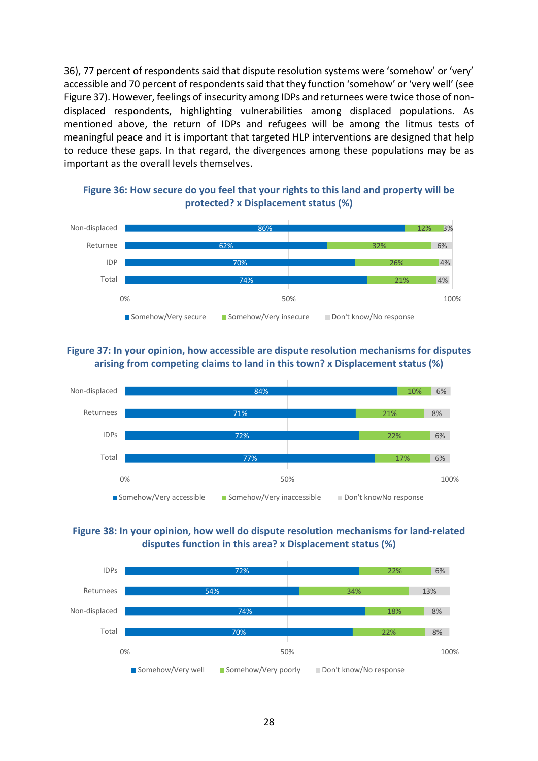36), 77 percent of respondents said that dispute resolution systems were 'somehow' or 'very' accessible and 70 percent of respondents said that they function 'somehow' or 'very well' (see Figure 37). However, feelings of insecurity among IDPs and returnees were twice those of non-displaced respondents, highlighting vulnerabilities among displaced populations. As mentioned above, the return of IDPs and refugees will be among the litmus tests of meaningful peace and it is important that targeted HLP interventions are designed that help to reduce these gaps. In that regard, the divergences among these populations may be as important as the overall levels themselves.

**Figure 36: How secure do you feel that your rights to this land and property will be protected? x Displacement status (%)**

| | Somehow/Very secure | Somehow/Very insecure | Don't know/No response |
|---|---|---|---|
| Non-displaced | 86% | 12% | 3% |
| Returnee | 62% | 32% | 6% |
| IDP | 70% | 26% | 4% |
| Total | 74% | 21% | 4% |

**Figure 37: In your opinion, how accessible are dispute resolution mechanisms for disputes arising from competing claims to land in this town? x Displacement status (%)**

| | Somehow/Very accessible | Somehow/Very inaccessible | Don't knowNo response |
|---|---|---|---|
| Non-displaced | 84% | 10% | 6% |
| Returnees | 71% | 21% | 8% |
| IDPs | 72% | 22% | 6% |
| Total | 77% | 17% | 6% |

**Figure 38: In your opinion, how well do dispute resolution mechanisms for land-related disputes function in this area? x Displacement status (%)**

| | Somehow/Very well | Somehow/Very poorly | Don't know/No response |
|---|---|---|---|
| IDPs | 72% | 22% | 6% |
| Returnees | 54% | 34% | 13% |
| Non-displaced | 74% | 18% | 8% |
| Total | 70% | 22% | 8% |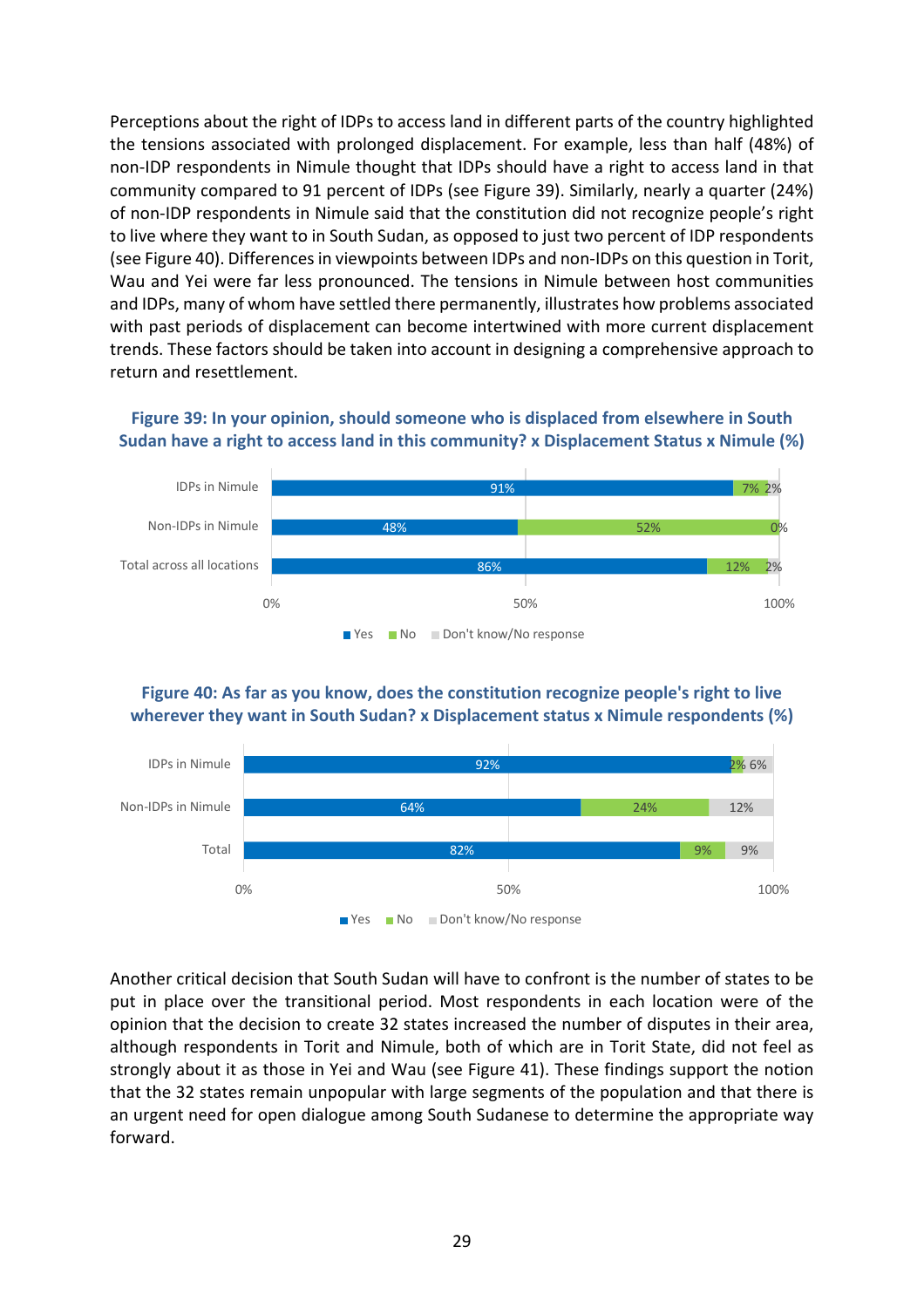Perceptions about the right of IDPs to access land in different parts of the country highlighted the tensions associated with prolonged displacement. For example, less than half (48%) of non-IDP respondents in Nimule thought that IDPs should have a right to access land in that community compared to 91 percent of IDPs (see Figure 39). Similarly, nearly a quarter (24%) of non-IDP respondents in Nimule said that the constitution did not recognize people's right to live where they want to in South Sudan, as opposed to just two percent of IDP respondents (see Figure 40). Differences in viewpoints between IDPs and non-IDPs on this question in Torit, Wau and Yei were far less pronounced. The tensions in Nimule between host communities and IDPs, many of whom have settled there permanently, illustrates how problems associated with past periods of displacement can become intertwined with more current displacement trends. These factors should be taken into account in designing a comprehensive approach to return and resettlement.

**Figure 39: In your opinion, should someone who is displaced from elsewhere in South Sudan have a right to access land in this community? x Displacement Status x Nimule (%)**

| | Yes | No | Don't know/No response |
|---|---|---|---|
| IDPs in Nimule | 91% | 7% | 2% |
| Non-IDPs in Nimule | 48% | 52% | 0% |
| Total across all locations | 86% | 12% | 2% |

**Figure 40: As far as you know, does the constitution recognize people's right to live wherever they want in South Sudan? x Displacement status x Nimule respondents (%)**

| | Yes | No | Don't know/No response |
|---|---|---|---|
| IDPs in Nimule | 92% | 2% | 6% |
| Non-IDPs in Nimule | 64% | 24% | 12% |
| Total | 82% | 9% | 9% |

Another critical decision that South Sudan will have to confront is the number of states to be put in place over the transitional period. Most respondents in each location were of the opinion that the decision to create 32 states increased the number of disputes in their area, although respondents in Torit and Nimule, both of which are in Torit State, did not feel as strongly about it as those in Yei and Wau (see Figure 41). These findings support the notion that the 32 states remain unpopular with large segments of the population and that there is an urgent need for open dialogue among South Sudanese to determine the appropriate way forward.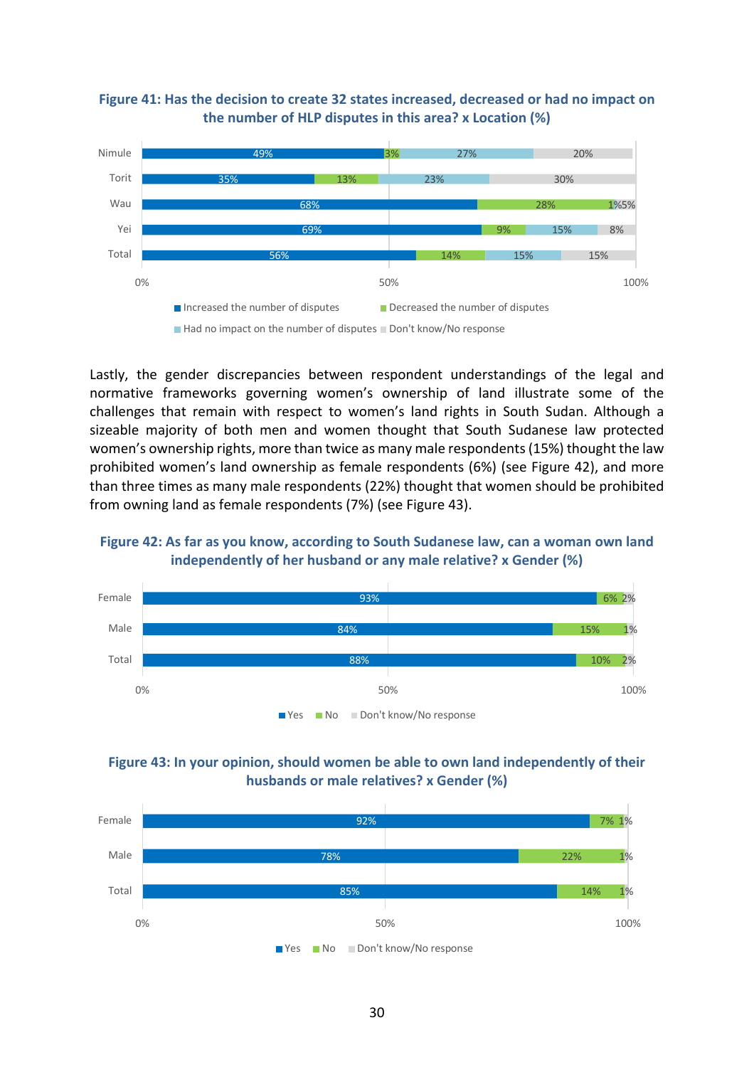**Figure 41: Has the decision to create 32 states increased, decreased or had no impact on the number of HLP disputes in this area? x Location (%)**

| Location | Increased the number of disputes | Decreased the number of disputes | Had no impact on the number of disputes | Don't know/No response |
|---|---|---|---|---|
| Nimule | 49% | 3% | 27% | 20% |
| Torit | 35% | 13% | 23% | 30% |
| Wau | 68% | 28% | 1% | 5% |
| Yei | 69% | 9% | 15% | 8% |
| Total | 56% | 14% | 15% | 15% |

Lastly, the gender discrepancies between respondent understandings of the legal and normative frameworks governing women's ownership of land illustrate some of the challenges that remain with respect to women's land rights in South Sudan. Although a sizeable majority of both men and women thought that South Sudanese law protected women's ownership rights, more than twice as many male respondents (15%) thought the law prohibited women's land ownership as female respondents (6%) (see Figure 42), and more than three times as many male respondents (22%) thought that women should be prohibited from owning land as female respondents (7%) (see Figure 43).

**Figure 42: As far as you know, according to South Sudanese law, can a woman own land independently of her husband or any male relative? x Gender (%)**

| Gender | Yes | No | Don't know/No response |
|---|---|---|---|
| Female | 93% | 6% | 2% |
| Male | 84% | 15% | 1% |
| Total | 88% | 10% | 2% |

**Figure 43: In your opinion, should women be able to own land independently of their husbands or male relatives? x Gender (%)**

| Gender | Yes | No | Don't know/No response |
|---|---|---|---|
| Female | 92% | 7% | 1% |
| Male | 78% | 22% | 1% |
| Total | 85% | 14% | 1% |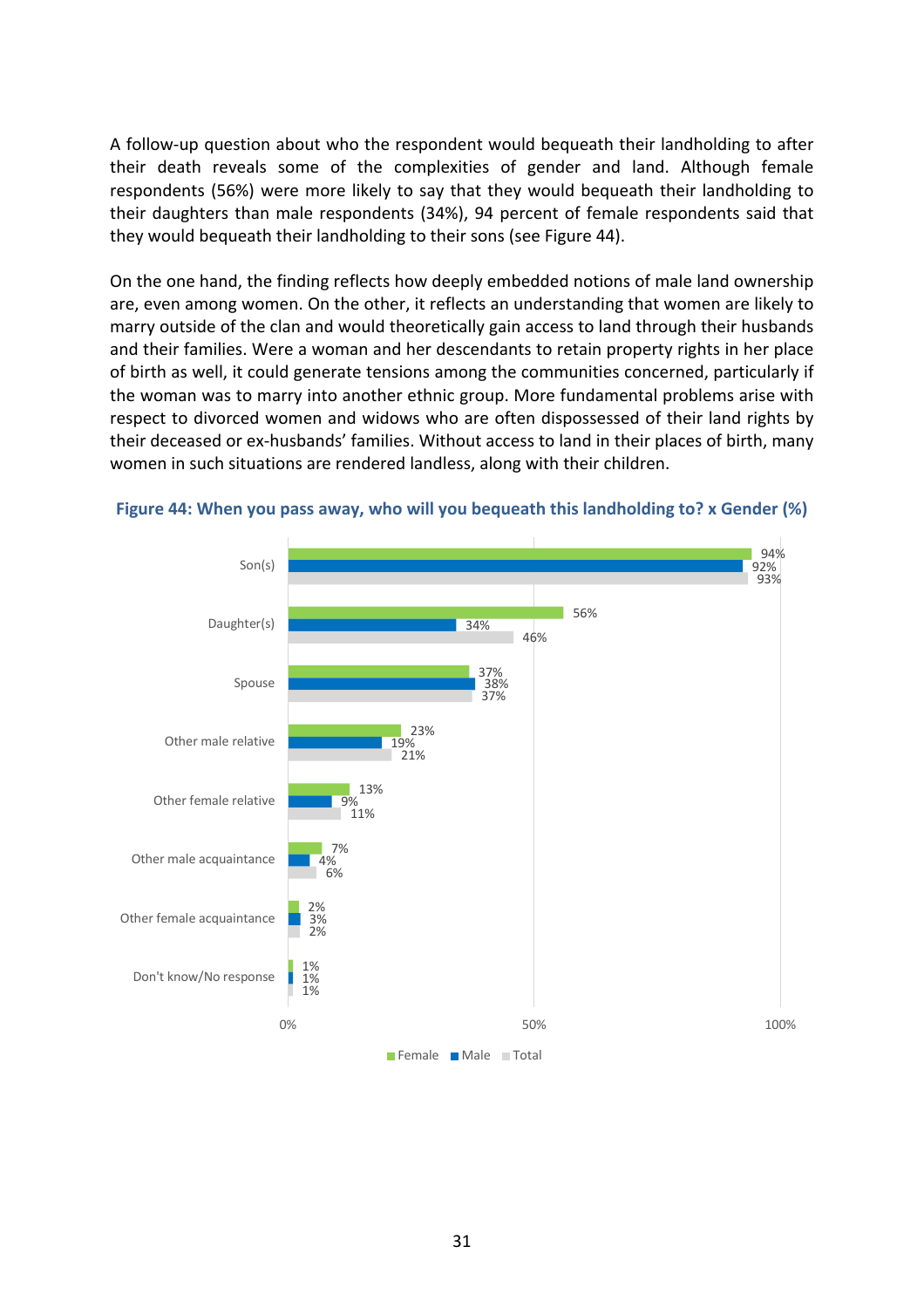A follow-up question about who the respondent would bequeath their landholding to after their death reveals some of the complexities of gender and land. Although female respondents (56%) were more likely to say that they would bequeath their landholding to their daughters than male respondents (34%), 94 percent of female respondents said that they would bequeath their landholding to their sons (see Figure 44).

On the one hand, the finding reflects how deeply embedded notions of male land ownership are, even among women. On the other, it reflects an understanding that women are likely to marry outside of the clan and would theoretically gain access to land through their husbands and their families. Were a woman and her descendants to retain property rights in her place of birth as well, it could generate tensions among the communities concerned, particularly if the woman was to marry into another ethnic group. More fundamental problems arise with respect to divorced women and widows who are often dispossessed of their land rights by their deceased or ex-husbands' families. Without access to land in their places of birth, many women in such situations are rendered landless, along with their children.

**Figure 44: When you pass away, who will you bequeath this landholding to? x Gender (%)**

| | Female | Male | Total |
|---|---|---|---|
| Son(s) | 94% | 92% | 93% |
| Daughter(s) | 56% | 34% | 46% |
| Spouse | 37% | 38% | 37% |
| Other male relative | 23% | 19% | 21% |
| Other female relative | 13% | 9% | 11% |
| Other male acquaintance | 7% | 4% | 6% |
| Other female acquaintance | 2% | 3% | 2% |
| Don't know/No response | 1% | 1% | 1% |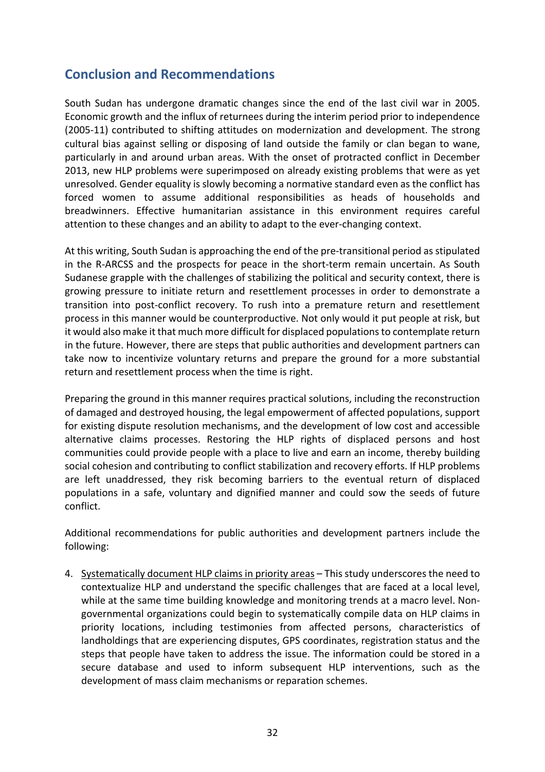## Conclusion and Recommendations

South Sudan has undergone dramatic changes since the end of the last civil war in 2005. Economic growth and the influx of returnees during the interim period prior to independence (2005-11) contributed to shifting attitudes on modernization and development. The strong cultural bias against selling or disposing of land outside the family or clan began to wane, particularly in and around urban areas. With the onset of protracted conflict in December 2013, new HLP problems were superimposed on already existing problems that were as yet unresolved. Gender equality is slowly becoming a normative standard even as the conflict has forced women to assume additional responsibilities as heads of households and breadwinners. Effective humanitarian assistance in this environment requires careful attention to these changes and an ability to adapt to the ever-changing context.

At this writing, South Sudan is approaching the end of the pre-transitional period as stipulated in the R-ARCSS and the prospects for peace in the short-term remain uncertain. As South Sudanese grapple with the challenges of stabilizing the political and security context, there is growing pressure to initiate return and resettlement processes in order to demonstrate a transition into post-conflict recovery. To rush into a premature return and resettlement process in this manner would be counterproductive. Not only would it put people at risk, but it would also make it that much more difficult for displaced populations to contemplate return in the future. However, there are steps that public authorities and development partners can take now to incentivize voluntary returns and prepare the ground for a more substantial return and resettlement process when the time is right.

Preparing the ground in this manner requires practical solutions, including the reconstruction of damaged and destroyed housing, the legal empowerment of affected populations, support for existing dispute resolution mechanisms, and the development of low cost and accessible alternative claims processes. Restoring the HLP rights of displaced persons and host communities could provide people with a place to live and earn an income, thereby building social cohesion and contributing to conflict stabilization and recovery efforts. If HLP problems are left unaddressed, they risk becoming barriers to the eventual return of displaced populations in a safe, voluntary and dignified manner and could sow the seeds of future conflict.

Additional recommendations for public authorities and development partners include the following:

4. <u>Systematically document HLP claims in priority areas</u> – This study underscores the need to contextualize HLP and understand the specific challenges that are faced at a local level, while at the same time building knowledge and monitoring trends at a macro level. Non-governmental organizations could begin to systematically compile data on HLP claims in priority locations, including testimonies from affected persons, characteristics of landholdings that are experiencing disputes, GPS coordinates, registration status and the steps that people have taken to address the issue. The information could be stored in a secure database and used to inform subsequent HLP interventions, such as the development of mass claim mechanisms or reparation schemes.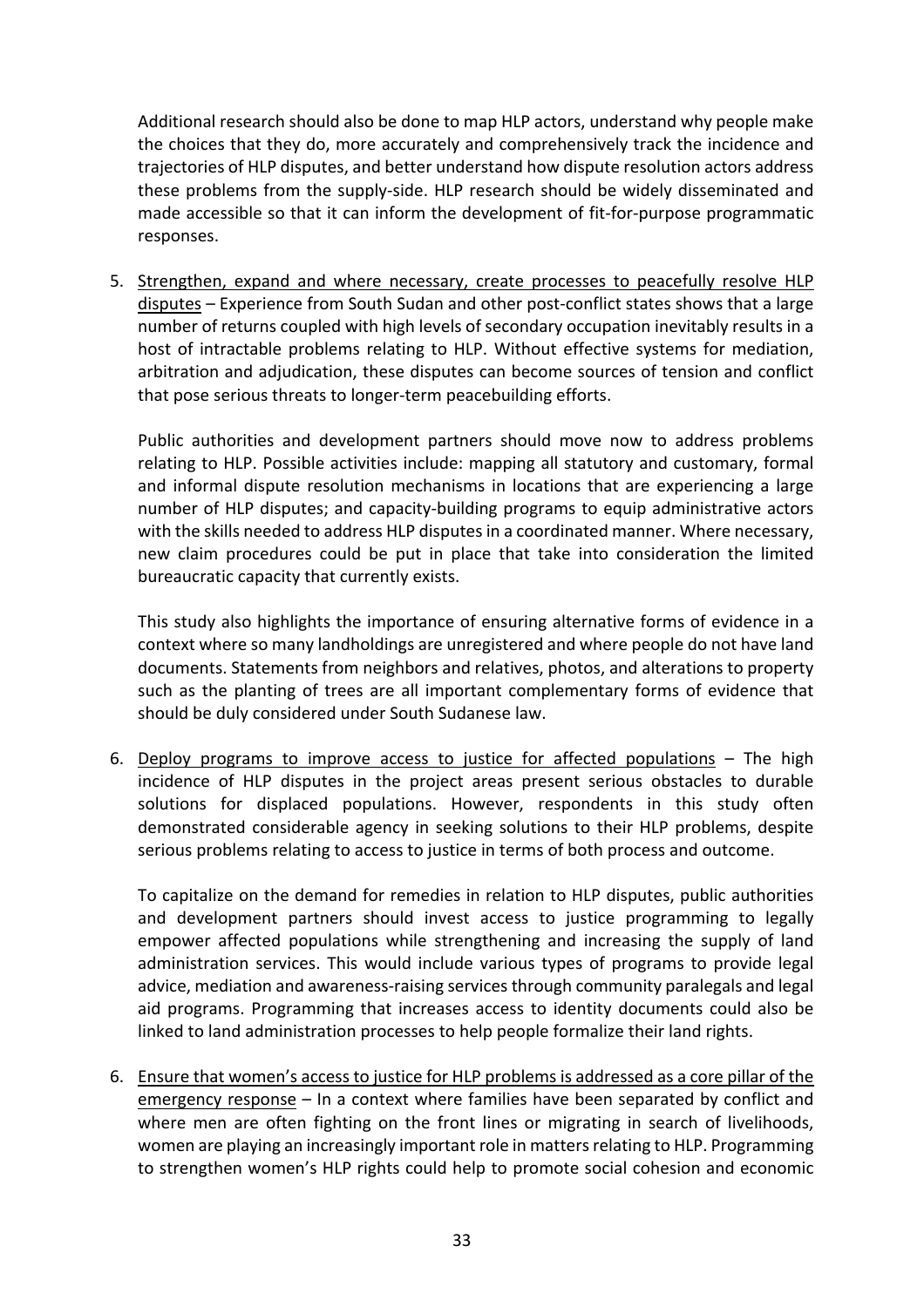Additional research should also be done to map HLP actors, understand why people make the choices that they do, more accurately and comprehensively track the incidence and trajectories of HLP disputes, and better understand how dispute resolution actors address these problems from the supply-side. HLP research should be widely disseminated and made accessible so that it can inform the development of fit-for-purpose programmatic responses.

5. Strengthen, expand and where necessary, create processes to peacefully resolve HLP disputes – Experience from South Sudan and other post-conflict states shows that a large number of returns coupled with high levels of secondary occupation inevitably results in a host of intractable problems relating to HLP. Without effective systems for mediation, arbitration and adjudication, these disputes can become sources of tension and conflict that pose serious threats to longer-term peacebuilding efforts.

   Public authorities and development partners should move now to address problems relating to HLP. Possible activities include: mapping all statutory and customary, formal and informal dispute resolution mechanisms in locations that are experiencing a large number of HLP disputes; and capacity-building programs to equip administrative actors with the skills needed to address HLP disputes in a coordinated manner. Where necessary, new claim procedures could be put in place that take into consideration the limited bureaucratic capacity that currently exists.

   This study also highlights the importance of ensuring alternative forms of evidence in a context where so many landholdings are unregistered and where people do not have land documents. Statements from neighbors and relatives, photos, and alterations to property such as the planting of trees are all important complementary forms of evidence that should be duly considered under South Sudanese law.

6. Deploy programs to improve access to justice for affected populations – The high incidence of HLP disputes in the project areas present serious obstacles to durable solutions for displaced populations. However, respondents in this study often demonstrated considerable agency in seeking solutions to their HLP problems, despite serious problems relating to access to justice in terms of both process and outcome.

   To capitalize on the demand for remedies in relation to HLP disputes, public authorities and development partners should invest access to justice programming to legally empower affected populations while strengthening and increasing the supply of land administration services. This would include various types of programs to provide legal advice, mediation and awareness-raising services through community paralegals and legal aid programs. Programming that increases access to identity documents could also be linked to land administration processes to help people formalize their land rights.

6. Ensure that women's access to justice for HLP problems is addressed as a core pillar of the emergency response – In a context where families have been separated by conflict and where men are often fighting on the front lines or migrating in search of livelihoods, women are playing an increasingly important role in matters relating to HLP. Programming to strengthen women's HLP rights could help to promote social cohesion and economic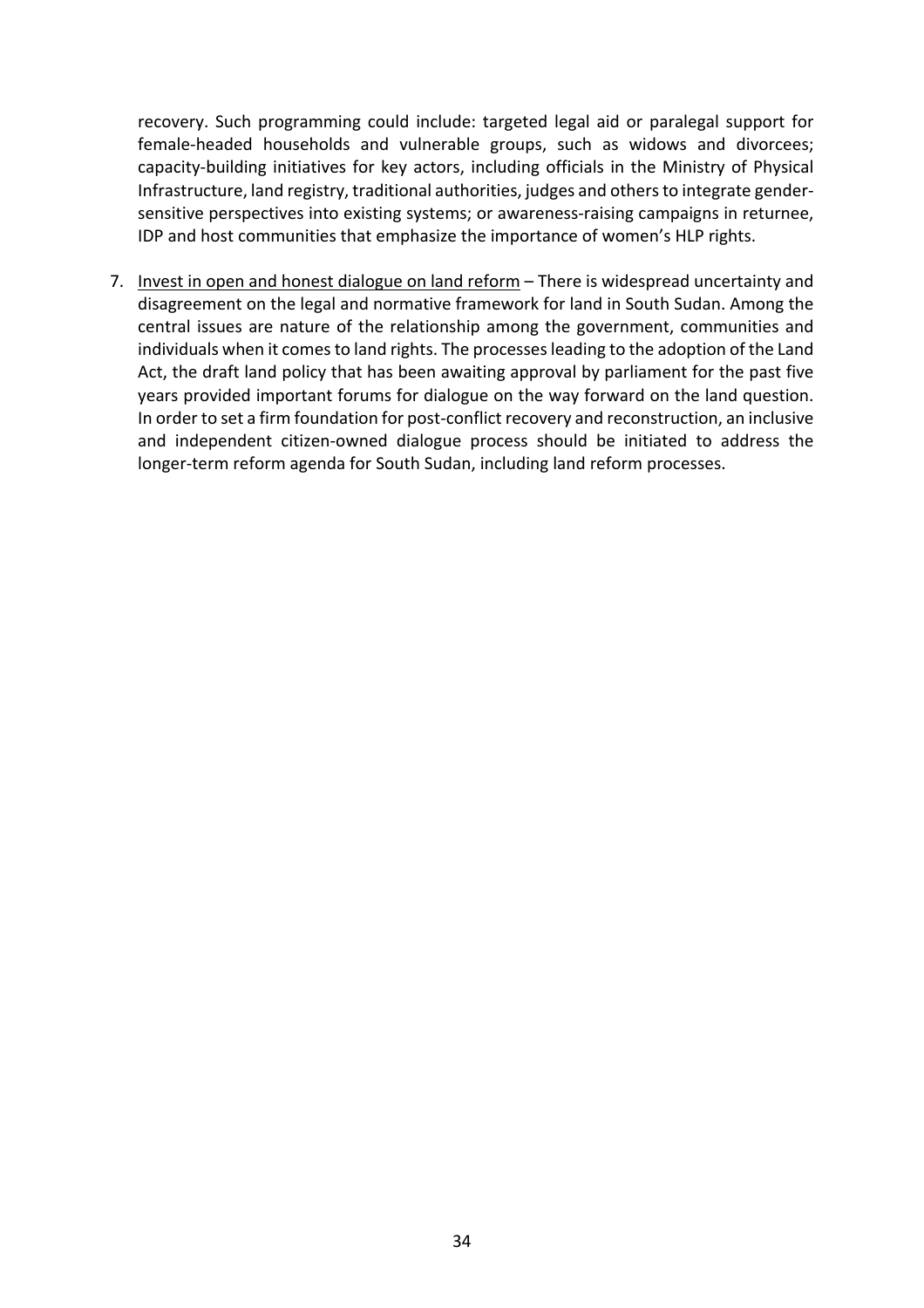recovery. Such programming could include: targeted legal aid or paralegal support for female-headed households and vulnerable groups, such as widows and divorcees; capacity-building initiatives for key actors, including officials in the Ministry of Physical Infrastructure, land registry, traditional authorities, judges and others to integrate gender-sensitive perspectives into existing systems; or awareness-raising campaigns in returnee, IDP and host communities that emphasize the importance of women's HLP rights.

7. <u>Invest in open and honest dialogue on land reform</u> – There is widespread uncertainty and disagreement on the legal and normative framework for land in South Sudan. Among the central issues are nature of the relationship among the government, communities and individuals when it comes to land rights. The processes leading to the adoption of the Land Act, the draft land policy that has been awaiting approval by parliament for the past five years provided important forums for dialogue on the way forward on the land question. In order to set a firm foundation for post-conflict recovery and reconstruction, an inclusive and independent citizen-owned dialogue process should be initiated to address the longer-term reform agenda for South Sudan, including land reform processes.